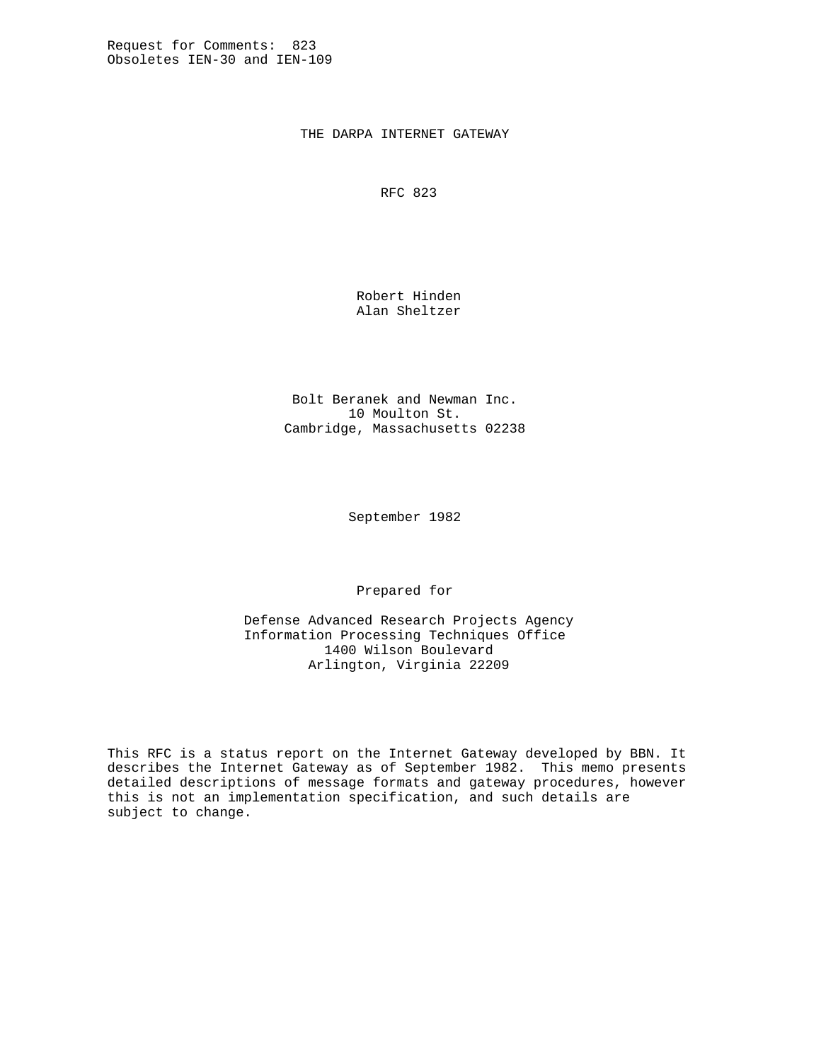Request for Comments: 823
Obsoletes IEN-30 and IEN-109

# THE DARPA INTERNET GATEWAY

RFC 823

Robert Hinden
Alan Sheltzer

Bolt Beranek and Newman Inc.
10 Moulton St.
Cambridge, Massachusetts 02238

September 1982

Prepared for

Defense Advanced Research Projects Agency
Information Processing Techniques Office
1400 Wilson Boulevard
Arlington, Virginia 22209

This RFC is a status report on the Internet Gateway developed by BBN. It describes the Internet Gateway as of September 1982. This memo presents detailed descriptions of message formats and gateway procedures, however this is not an implementation specification, and such details are subject to change.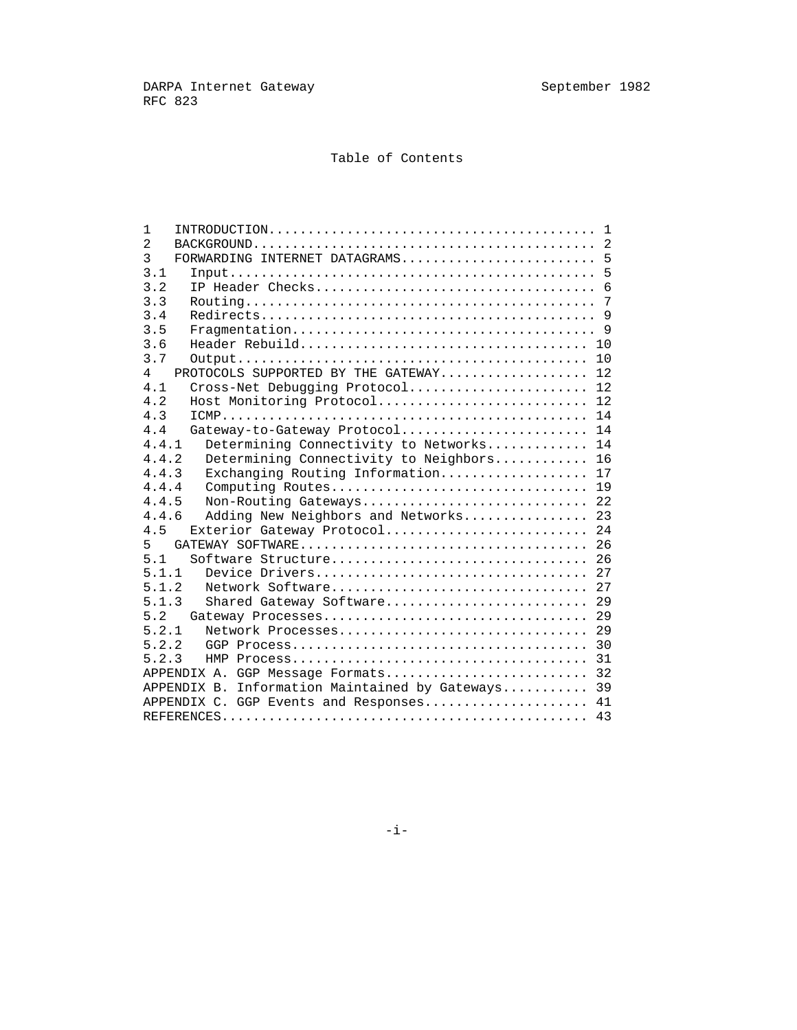# Table of Contents

```
1     INTRODUCTION.......................................... 1
2     BACKGROUND............................................ 2
3     FORWARDING INTERNET DATAGRAMS......................... 5
3.1     Input............................................... 5
3.2     IP Header Checks.................................... 6
3.3     Routing............................................. 7
3.4     Redirects........................................... 9
3.5     Fragmentation....................................... 9
3.6     Header Rebuild..................................... 10
3.7     Output............................................. 10
4     PROTOCOLS SUPPORTED BY THE GATEWAY................... 12
4.1     Cross-Net Debugging Protocol....................... 12
4.2     Host Monitoring Protocol........................... 12
4.3     ICMP............................................... 14
4.4     Gateway-to-Gateway Protocol........................ 14
4.4.1     Determining Connectivity to Networks............. 14
4.4.2     Determining Connectivity to Neighbors............ 16
4.4.3     Exchanging Routing Information................... 17
4.4.4     Computing Routes................................. 19
4.4.5     Non-Routing Gateways............................. 22
4.4.6     Adding New Neighbors and Networks................ 23
4.5     Exterior Gateway Protocol.......................... 24
5     GATEWAY SOFTWARE..................................... 26
5.1     Software Structure................................. 26
5.1.1     Device Drivers................................... 27
5.1.2     Network Software................................. 27
5.1.3     Shared Gateway Software.......................... 29
5.2     Gateway Processes.................................. 29
5.2.1     Network Processes................................ 29
5.2.2     GGP Process...................................... 30
5.2.3     HMP Process...................................... 31
APPENDIX A. GGP Message Formats.......................... 32
APPENDIX B. Information Maintained by Gateways........... 39
APPENDIX C. GGP Events and Responses..................... 41
REFERENCES............................................... 43
```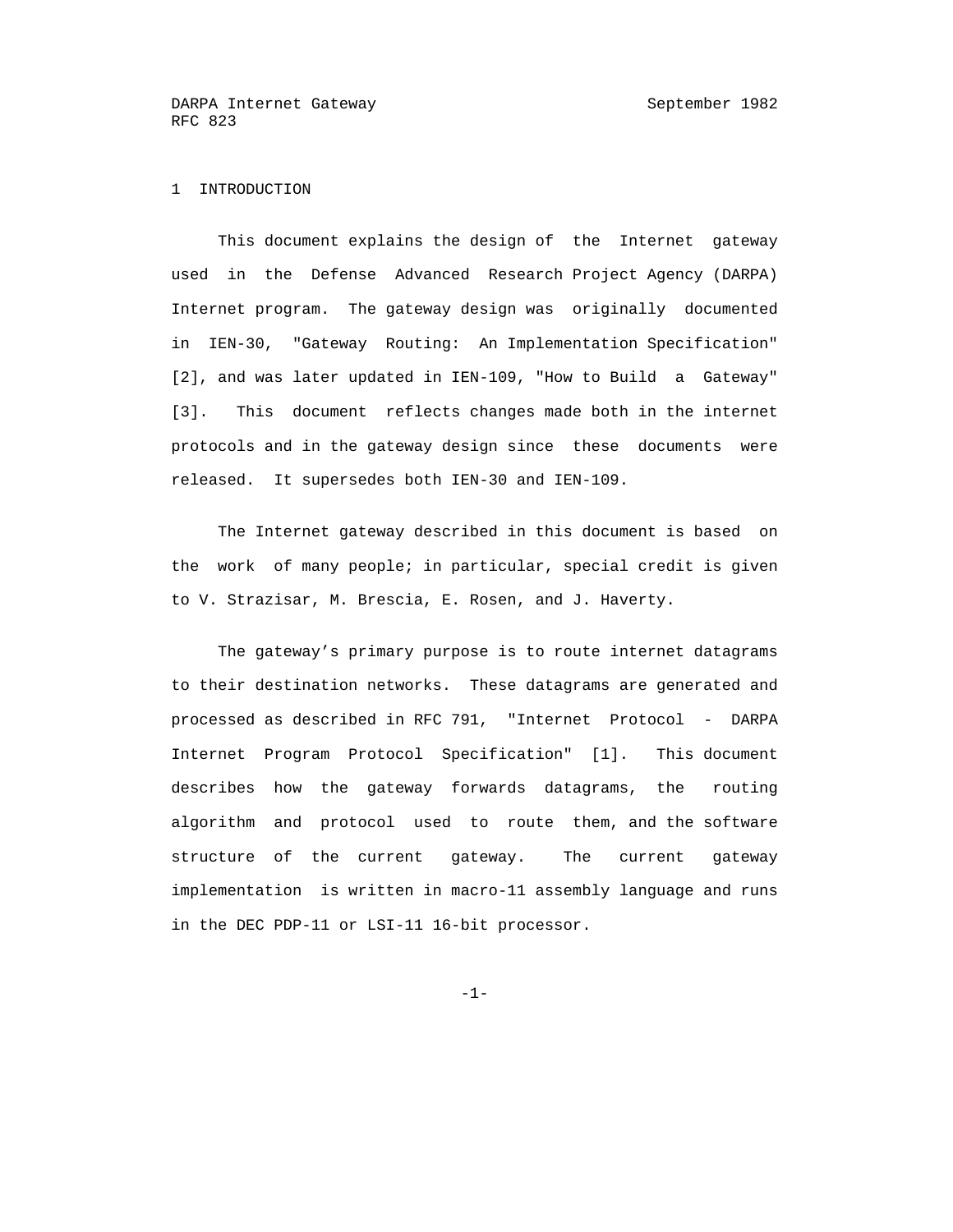# 1 INTRODUCTION

This document explains the design of the Internet gateway used in the Defense Advanced Research Project Agency (DARPA) Internet program. The gateway design was originally documented in IEN-30, "Gateway Routing: An Implementation Specification" [2], and was later updated in IEN-109, "How to Build a Gateway" [3]. This document reflects changes made both in the internet protocols and in the gateway design since these documents were released. It supersedes both IEN-30 and IEN-109.

The Internet gateway described in this document is based on the work of many people; in particular, special credit is given to V. Strazisar, M. Brescia, E. Rosen, and J. Haverty.

The gateway's primary purpose is to route internet datagrams to their destination networks. These datagrams are generated and processed as described in RFC 791, "Internet Protocol - DARPA Internet Program Protocol Specification" [1]. This document describes how the gateway forwards datagrams, the routing algorithm and protocol used to route them, and the software structure of the current gateway. The current gateway implementation is written in macro-11 assembly language and runs in the DEC PDP-11 or LSI-11 16-bit processor.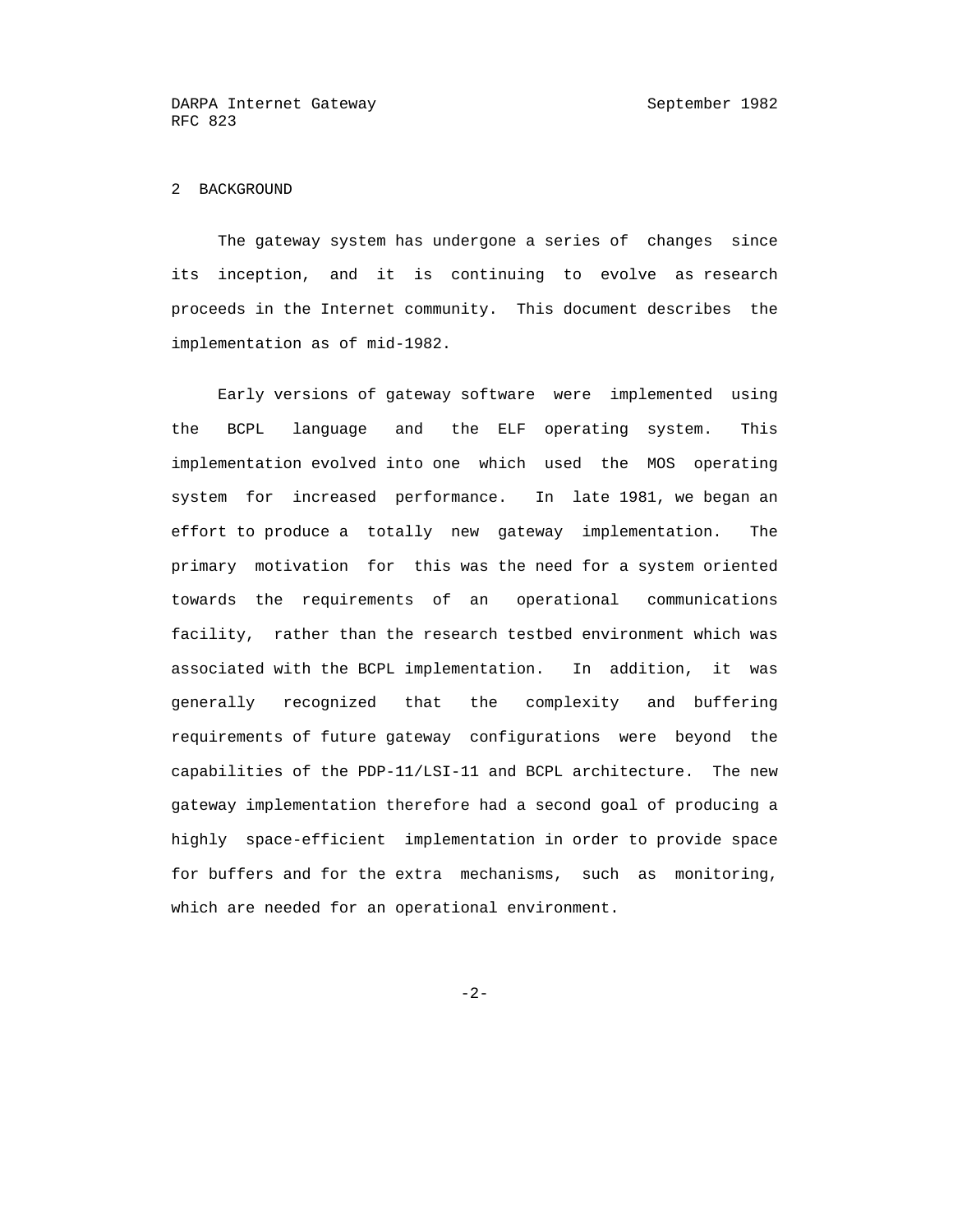## 2 BACKGROUND

The gateway system has undergone a series of changes since its inception, and it is continuing to evolve as research proceeds in the Internet community. This document describes the implementation as of mid-1982.

Early versions of gateway software were implemented using the BCPL language and the ELF operating system. This implementation evolved into one which used the MOS operating system for increased performance. In late 1981, we began an effort to produce a totally new gateway implementation. The primary motivation for this was the need for a system oriented towards the requirements of an operational communications facility, rather than the research testbed environment which was associated with the BCPL implementation. In addition, it was generally recognized that the complexity and buffering requirements of future gateway configurations were beyond the capabilities of the PDP-11/LSI-11 and BCPL architecture. The new gateway implementation therefore had a second goal of producing a highly space-efficient implementation in order to provide space for buffers and for the extra mechanisms, such as monitoring, which are needed for an operational environment.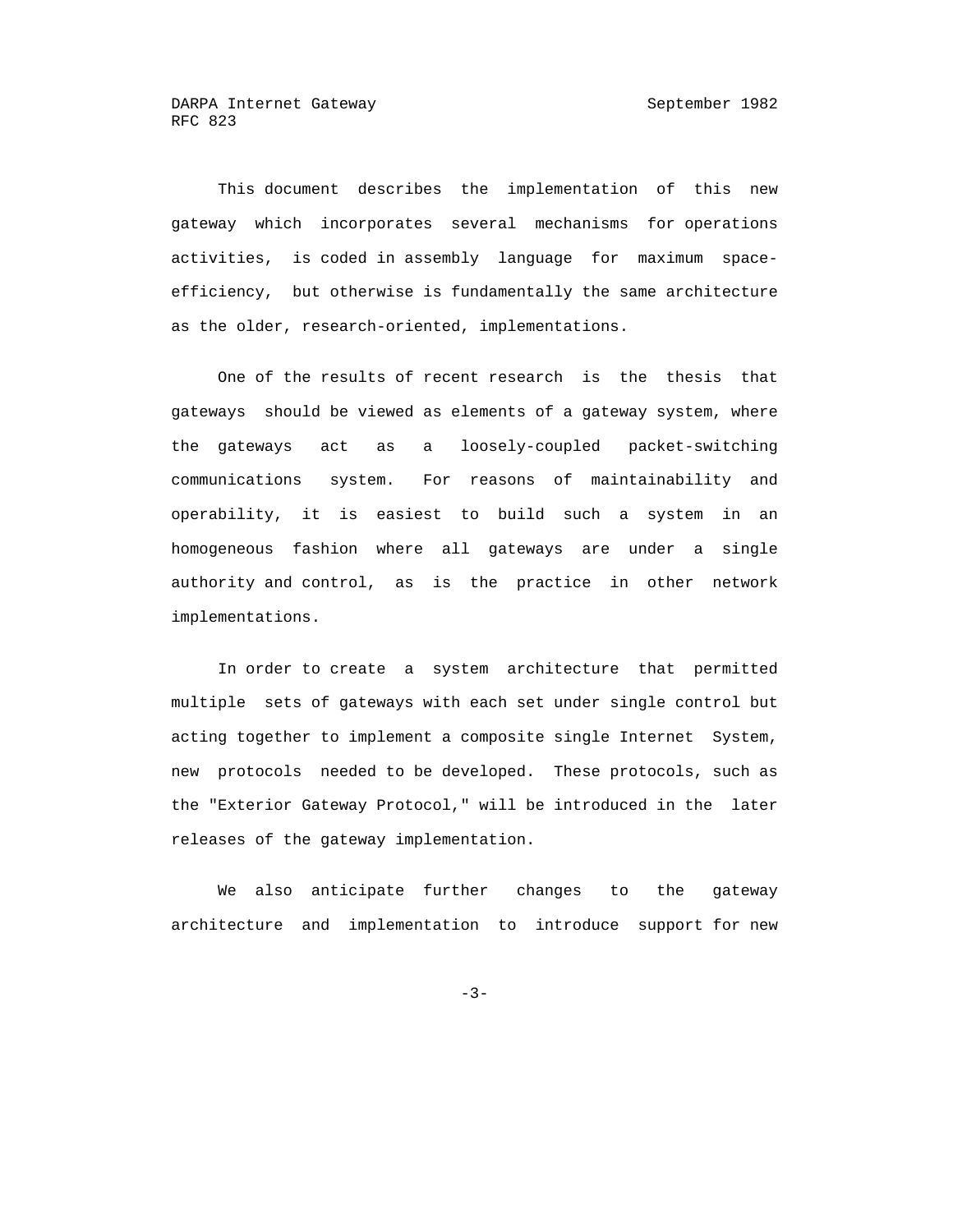This document describes the implementation of this new gateway which incorporates several mechanisms for operations activities, is coded in assembly language for maximum space-efficiency, but otherwise is fundamentally the same architecture as the older, research-oriented, implementations.

One of the results of recent research is the thesis that gateways should be viewed as elements of a gateway system, where the gateways act as a loosely-coupled packet-switching communications system. For reasons of maintainability and operability, it is easiest to build such a system in an homogeneous fashion where all gateways are under a single authority and control, as is the practice in other network implementations.

In order to create a system architecture that permitted multiple sets of gateways with each set under single control but acting together to implement a composite single Internet System, new protocols needed to be developed. These protocols, such as the "Exterior Gateway Protocol," will be introduced in the later releases of the gateway implementation.

We also anticipate further changes to the gateway architecture and implementation to introduce support for new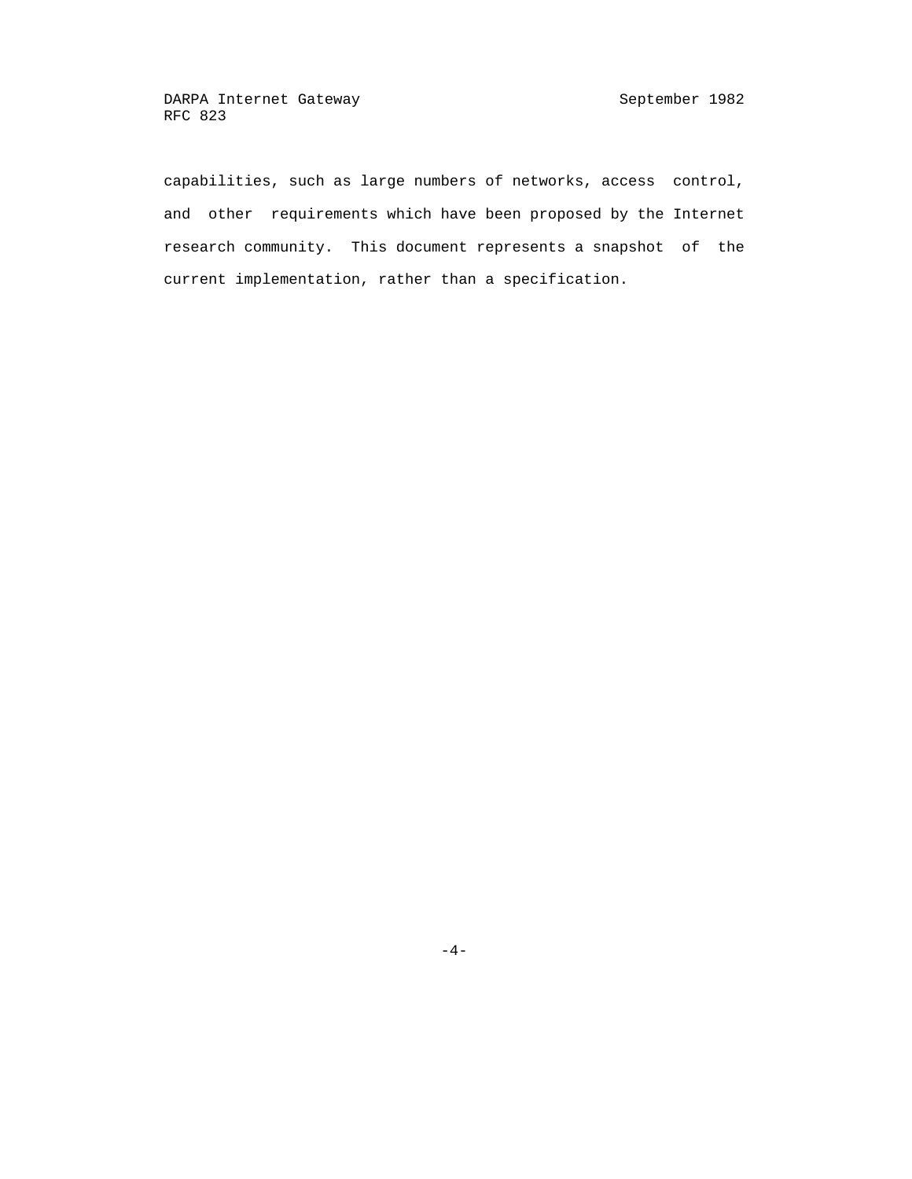capabilities, such as large numbers of networks, access control, and other requirements which have been proposed by the Internet research community. This document represents a snapshot of the current implementation, rather than a specification.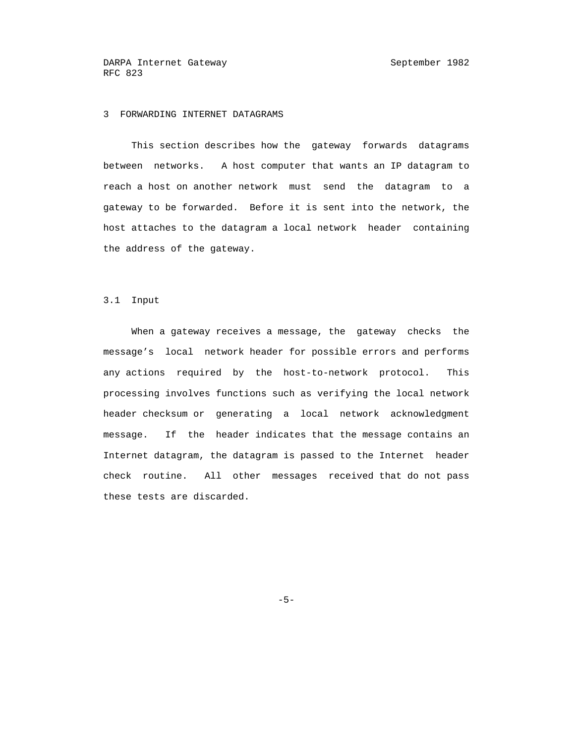## 3 FORWARDING INTERNET DATAGRAMS

This section describes how the gateway forwards datagrams between networks. A host computer that wants an IP datagram to reach a host on another network must send the datagram to a gateway to be forwarded. Before it is sent into the network, the host attaches to the datagram a local network header containing the address of the gateway.

### 3.1 Input

When a gateway receives a message, the gateway checks the message's local network header for possible errors and performs any actions required by the host-to-network protocol. This processing involves functions such as verifying the local network header checksum or generating a local network acknowledgment message. If the header indicates that the message contains an Internet datagram, the datagram is passed to the Internet header check routine. All other messages received that do not pass these tests are discarded.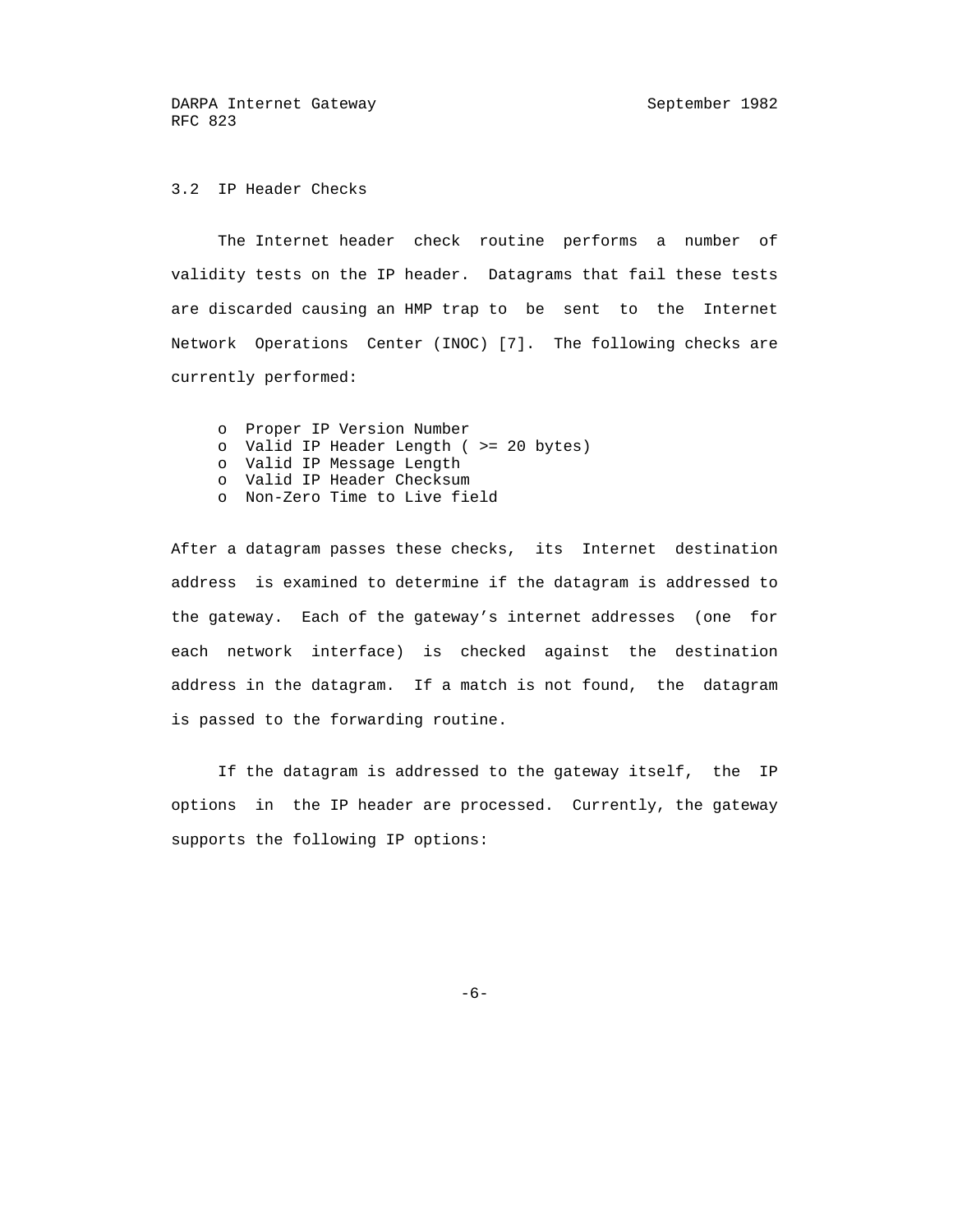### 3.2 IP Header Checks

The Internet header check routine performs a number of validity tests on the IP header. Datagrams that fail these tests are discarded causing an HMP trap to be sent to the Internet Network Operations Center (INOC) [7]. The following checks are currently performed:

- Proper IP Version Number
- Valid IP Header Length ( >= 20 bytes)
- Valid IP Message Length
- Valid IP Header Checksum
- Non-Zero Time to Live field

After a datagram passes these checks, its Internet destination address is examined to determine if the datagram is addressed to the gateway. Each of the gateway's internet addresses (one for each network interface) is checked against the destination address in the datagram. If a match is not found, the datagram is passed to the forwarding routine.

If the datagram is addressed to the gateway itself, the IP options in the IP header are processed. Currently, the gateway supports the following IP options: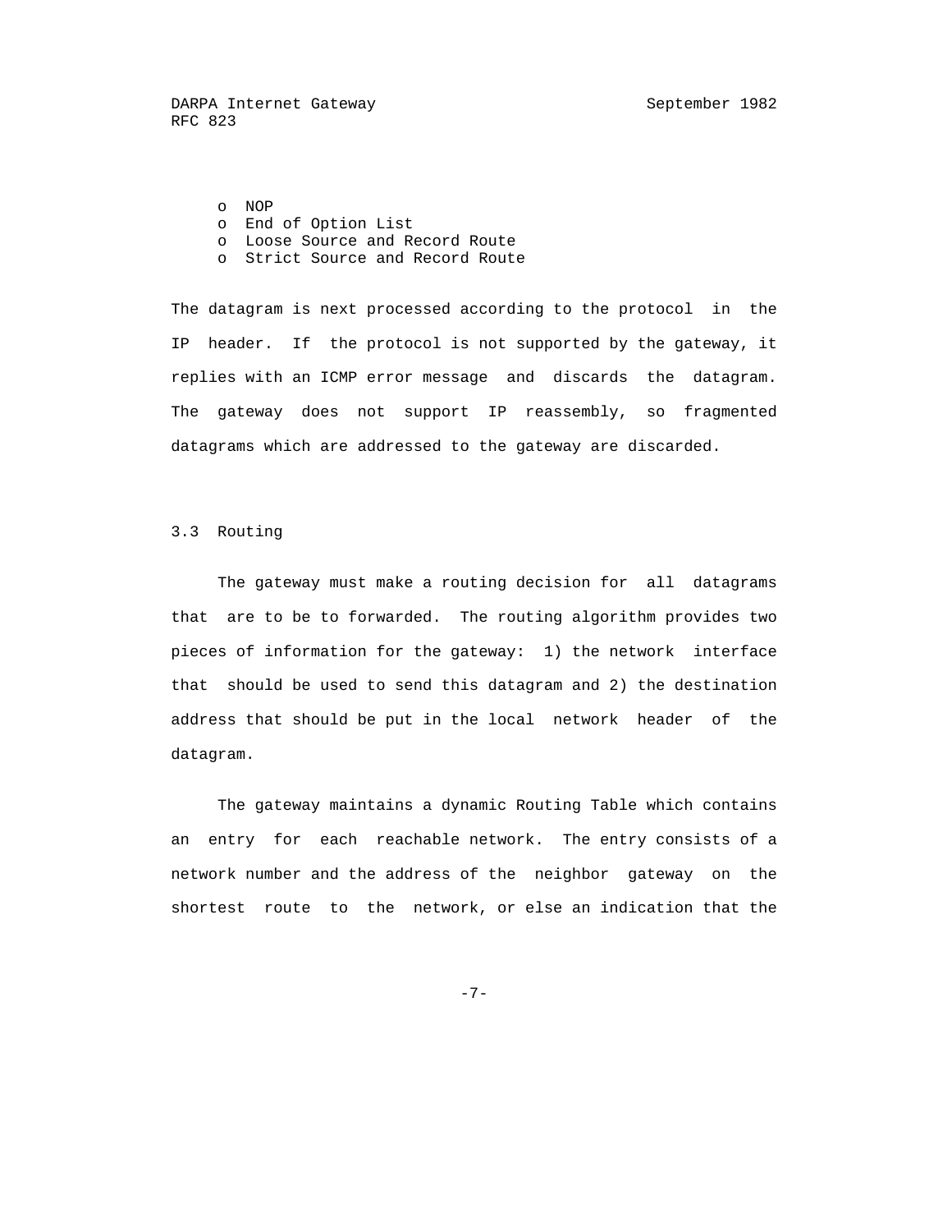- NOP
- End of Option List
- Loose Source and Record Route
- Strict Source and Record Route

The datagram is next processed according to the protocol in the IP header. If the protocol is not supported by the gateway, it replies with an ICMP error message and discards the datagram. The gateway does not support IP reassembly, so fragmented datagrams which are addressed to the gateway are discarded.

## 3.3 Routing

The gateway must make a routing decision for all datagrams that are to be to forwarded. The routing algorithm provides two pieces of information for the gateway: 1) the network interface that should be used to send this datagram and 2) the destination address that should be put in the local network header of the datagram.

The gateway maintains a dynamic Routing Table which contains an entry for each reachable network. The entry consists of a network number and the address of the neighbor gateway on the shortest route to the network, or else an indication that the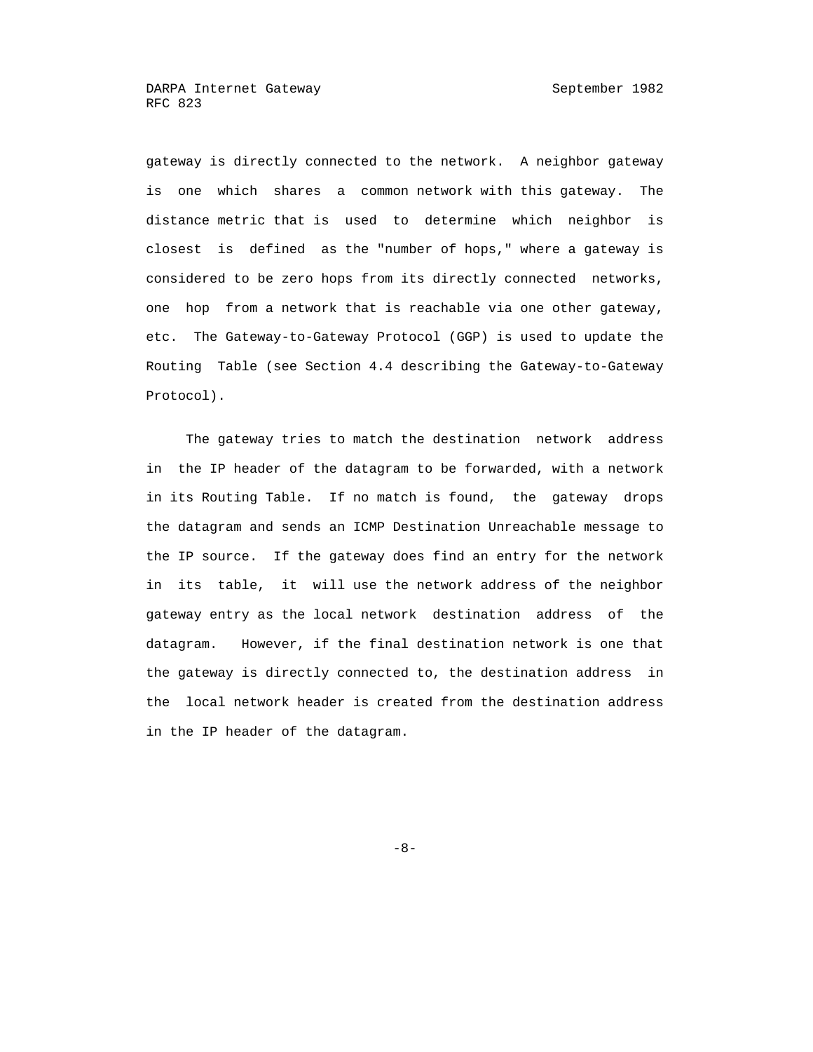gateway is directly connected to the network. A neighbor gateway is one which shares a common network with this gateway. The distance metric that is used to determine which neighbor is closest is defined as the "number of hops," where a gateway is considered to be zero hops from its directly connected networks, one hop from a network that is reachable via one other gateway, etc. The Gateway-to-Gateway Protocol (GGP) is used to update the Routing Table (see Section 4.4 describing the Gateway-to-Gateway Protocol).

The gateway tries to match the destination network address in the IP header of the datagram to be forwarded, with a network in its Routing Table. If no match is found, the gateway drops the datagram and sends an ICMP Destination Unreachable message to the IP source. If the gateway does find an entry for the network in its table, it will use the network address of the neighbor gateway entry as the local network destination address of the datagram. However, if the final destination network is one that the gateway is directly connected to, the destination address in the local network header is created from the destination address in the IP header of the datagram.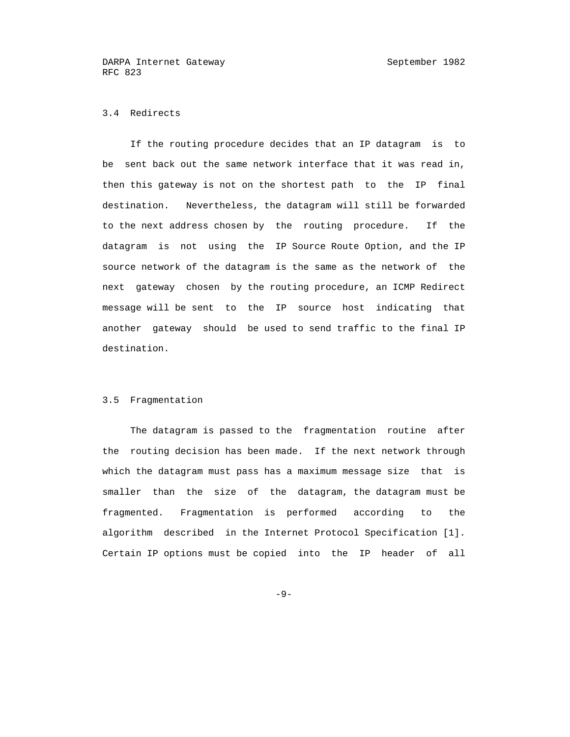### 3.4 Redirects

If the routing procedure decides that an IP datagram is to be sent back out the same network interface that it was read in, then this gateway is not on the shortest path to the IP final destination. Nevertheless, the datagram will still be forwarded to the next address chosen by the routing procedure. If the datagram is not using the IP Source Route Option, and the IP source network of the datagram is the same as the network of the next gateway chosen by the routing procedure, an ICMP Redirect message will be sent to the IP source host indicating that another gateway should be used to send traffic to the final IP destination.

### 3.5 Fragmentation

The datagram is passed to the fragmentation routine after the routing decision has been made. If the next network through which the datagram must pass has a maximum message size that is smaller than the size of the datagram, the datagram must be fragmented. Fragmentation is performed according to the algorithm described in the Internet Protocol Specification [1]. Certain IP options must be copied into the IP header of all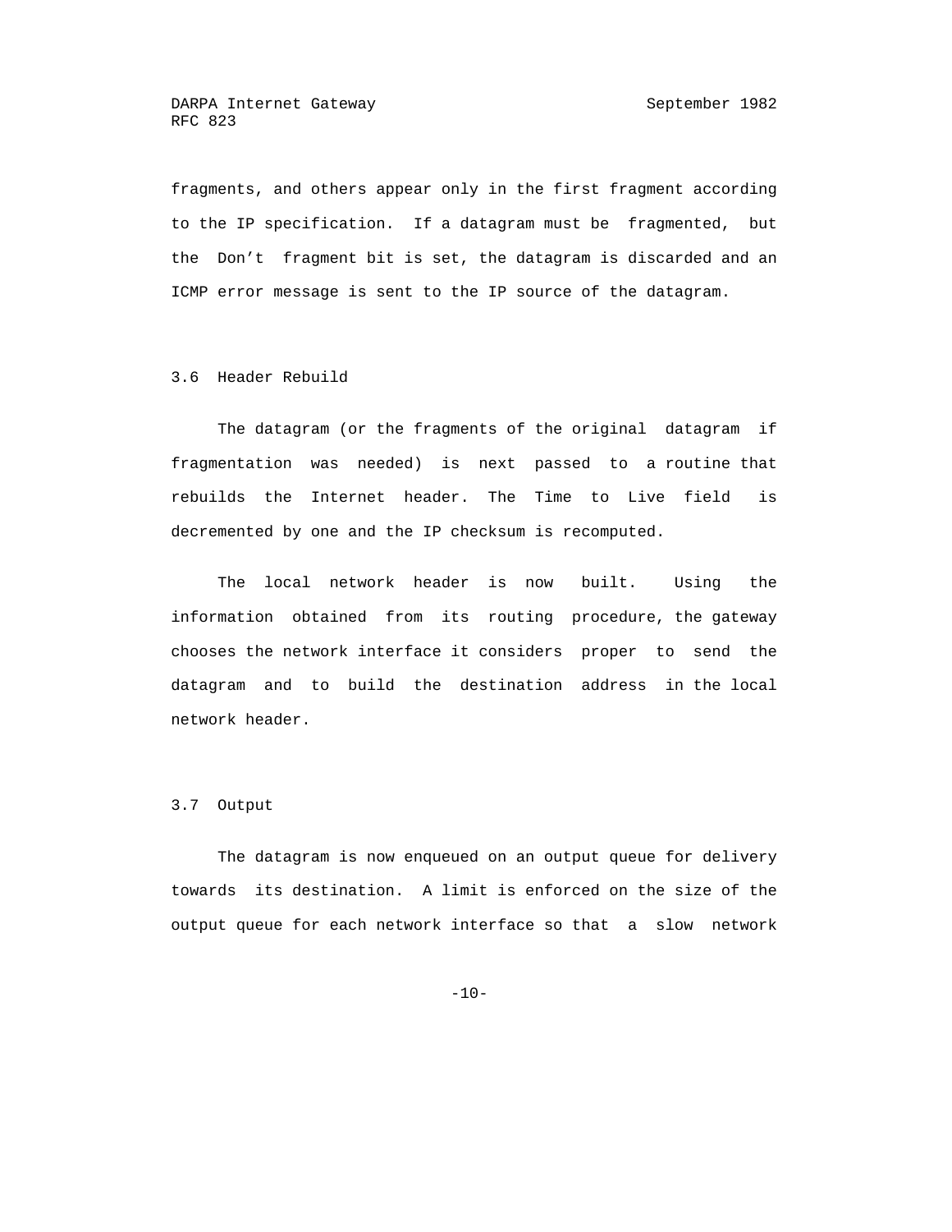fragments, and others appear only in the first fragment according to the IP specification. If a datagram must be fragmented, but the Don't fragment bit is set, the datagram is discarded and an ICMP error message is sent to the IP source of the datagram.

### 3.6 Header Rebuild

The datagram (or the fragments of the original datagram if fragmentation was needed) is next passed to a routine that rebuilds the Internet header. The Time to Live field is decremented by one and the IP checksum is recomputed.

The local network header is now built. Using the information obtained from its routing procedure, the gateway chooses the network interface it considers proper to send the datagram and to build the destination address in the local network header.

### 3.7 Output

The datagram is now enqueued on an output queue for delivery towards its destination. A limit is enforced on the size of the output queue for each network interface so that a slow network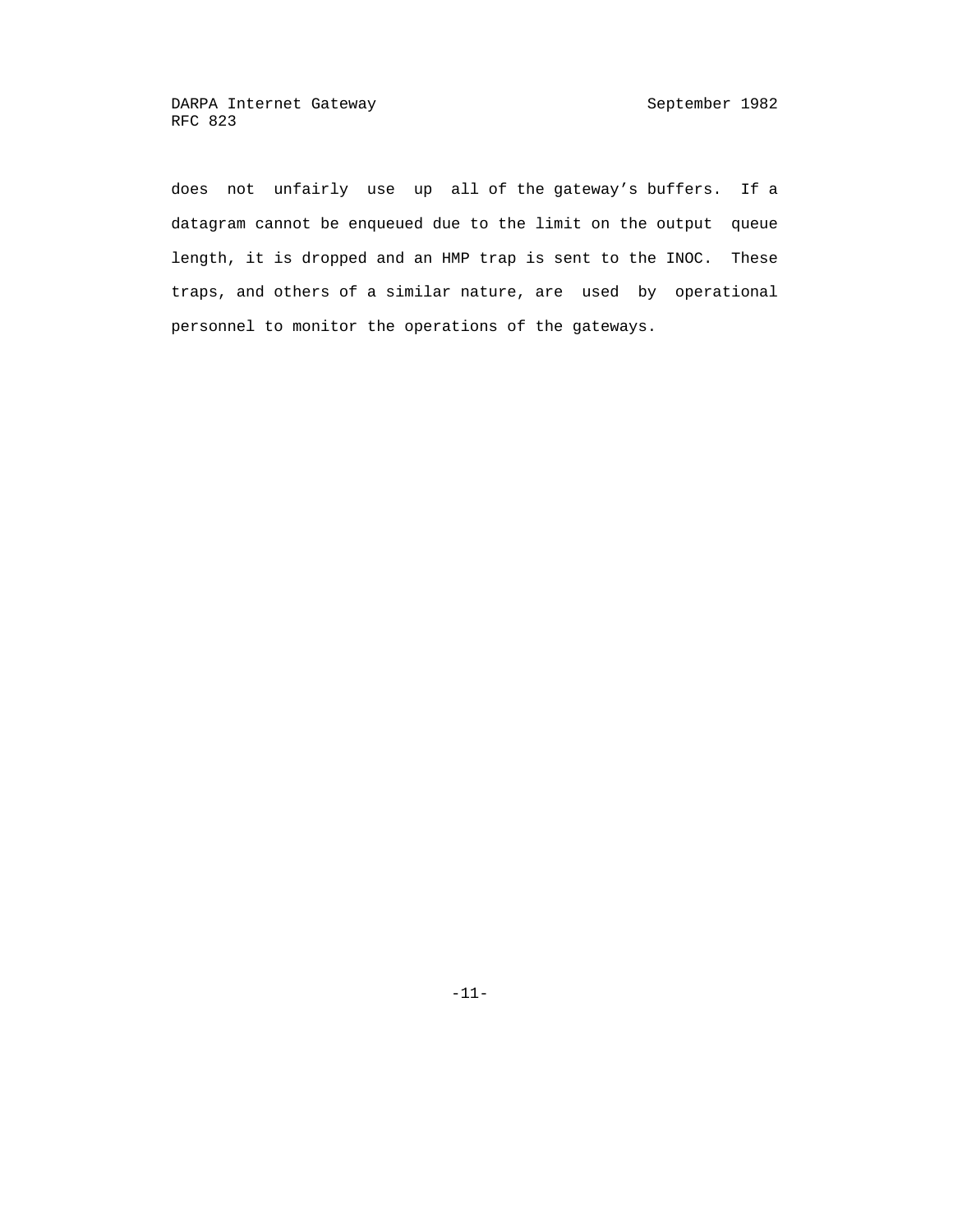does not unfairly use up all of the gateway's buffers. If a datagram cannot be enqueued due to the limit on the output queue length, it is dropped and an HMP trap is sent to the INOC. These traps, and others of a similar nature, are used by operational personnel to monitor the operations of the gateways.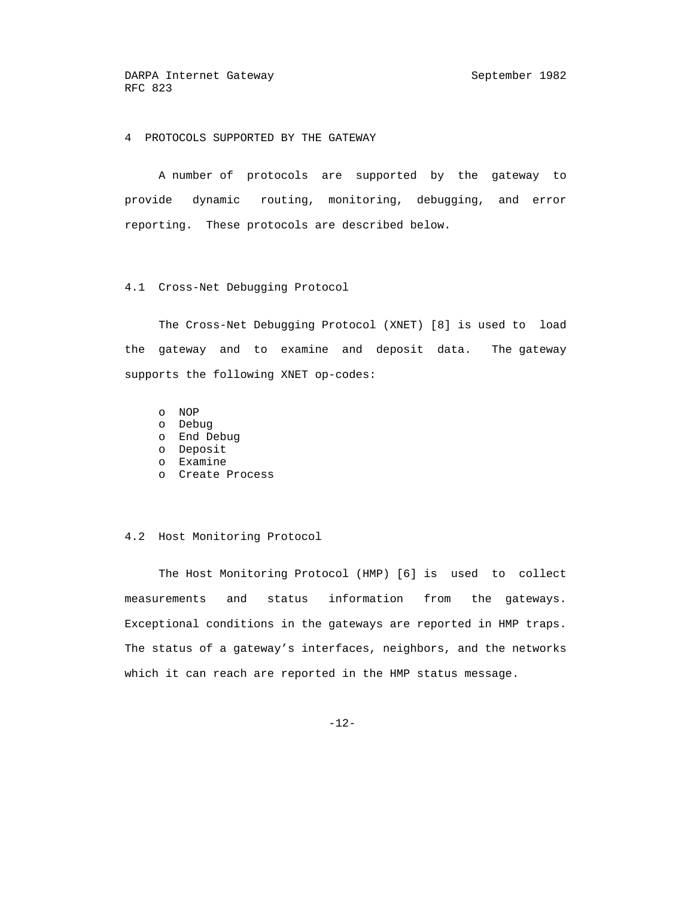# 4 PROTOCOLS SUPPORTED BY THE GATEWAY

A number of protocols are supported by the gateway to provide dynamic routing, monitoring, debugging, and error reporting. These protocols are described below.

## 4.1 Cross-Net Debugging Protocol

The Cross-Net Debugging Protocol (XNET) [8] is used to load the gateway and to examine and deposit data. The gateway supports the following XNET op-codes:

- NOP
- Debug
- End Debug
- Deposit
- Examine
- Create Process

## 4.2 Host Monitoring Protocol

The Host Monitoring Protocol (HMP) [6] is used to collect measurements and status information from the gateways. Exceptional conditions in the gateways are reported in HMP traps. The status of a gateway's interfaces, neighbors, and the networks which it can reach are reported in the HMP status message.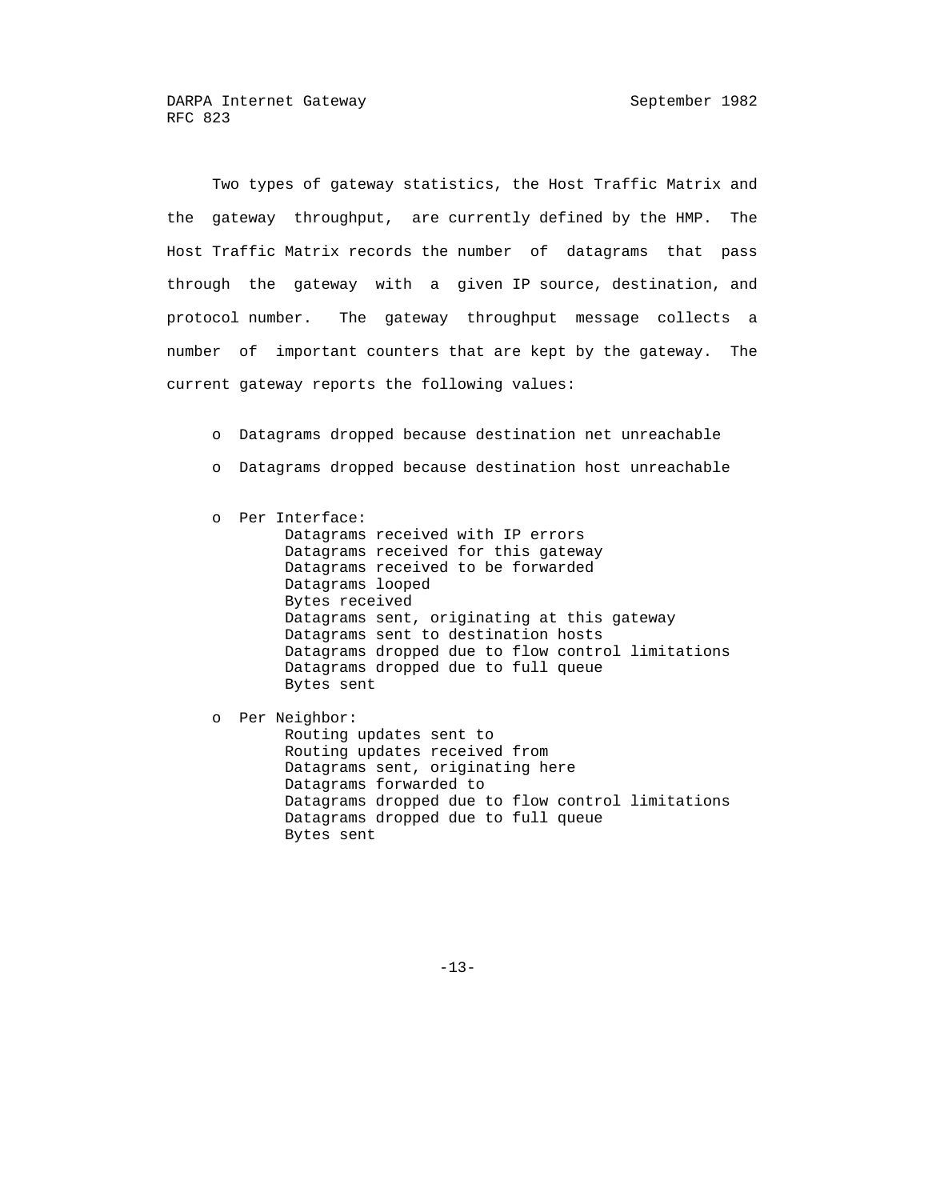Two types of gateway statistics, the Host Traffic Matrix and the gateway throughput, are currently defined by the HMP. The Host Traffic Matrix records the number of datagrams that pass through the gateway with a given IP source, destination, and protocol number. The gateway throughput message collects a number of important counters that are kept by the gateway. The current gateway reports the following values:

- Datagrams dropped because destination net unreachable
- Datagrams dropped because destination host unreachable
- Per Interface:
  - Datagrams received with IP errors
  - Datagrams received for this gateway
  - Datagrams received to be forwarded
  - Datagrams looped
  - Bytes received
  - Datagrams sent, originating at this gateway
  - Datagrams sent to destination hosts
  - Datagrams dropped due to flow control limitations
  - Datagrams dropped due to full queue
  - Bytes sent
- Per Neighbor:
  - Routing updates sent to
  - Routing updates received from
  - Datagrams sent, originating here
  - Datagrams forwarded to
  - Datagrams dropped due to flow control limitations
  - Datagrams dropped due to full queue
  - Bytes sent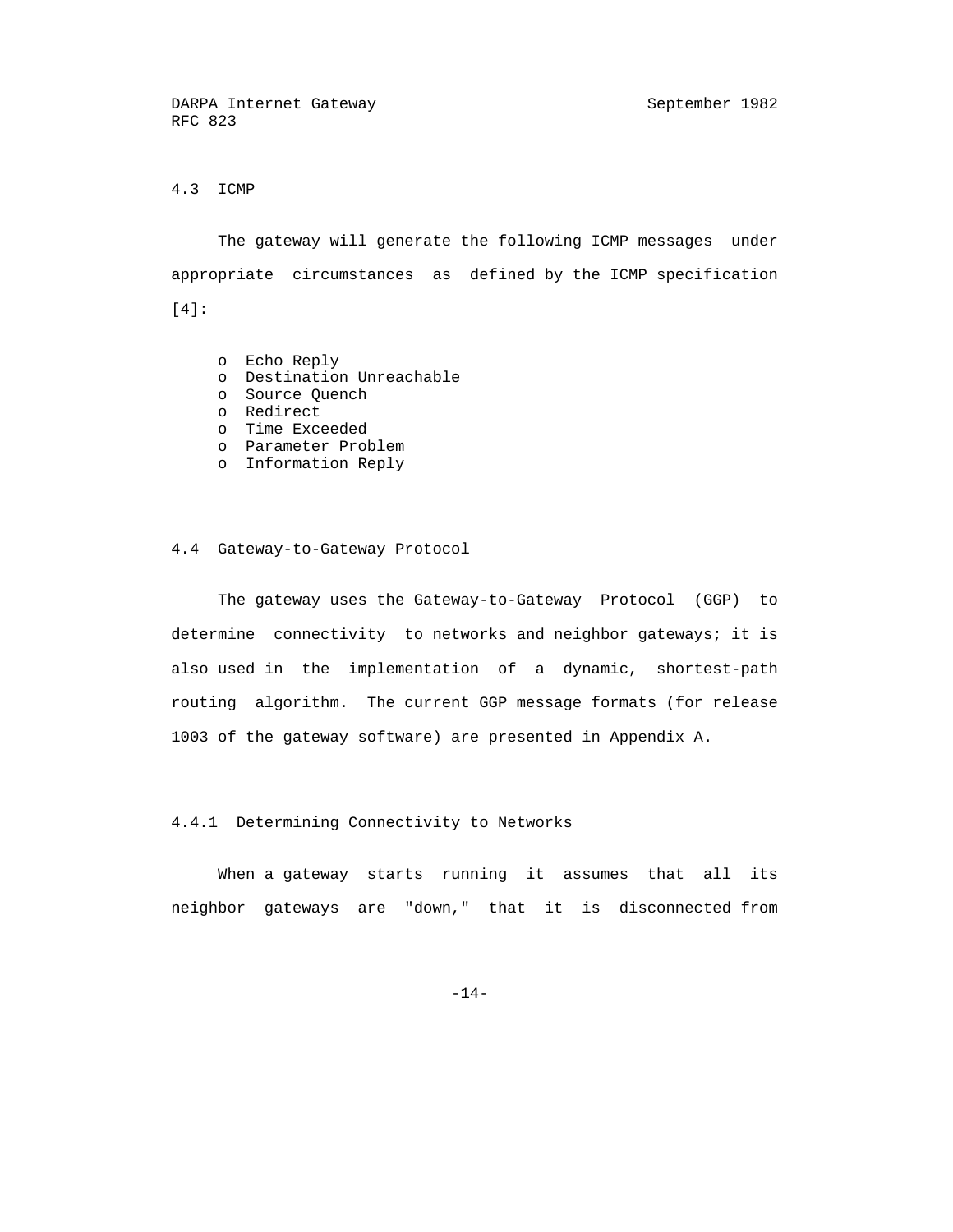## 4.3 ICMP

The gateway will generate the following ICMP messages under appropriate circumstances as defined by the ICMP specification [4]:

- Echo Reply
- Destination Unreachable
- Source Quench
- Redirect
- Time Exceeded
- Parameter Problem
- Information Reply

## 4.4 Gateway-to-Gateway Protocol

The gateway uses the Gateway-to-Gateway Protocol (GGP) to determine connectivity to networks and neighbor gateways; it is also used in the implementation of a dynamic, shortest-path routing algorithm. The current GGP message formats (for release 1003 of the gateway software) are presented in Appendix A.

### 4.4.1 Determining Connectivity to Networks

When a gateway starts running it assumes that all its neighbor gateways are "down," that it is disconnected from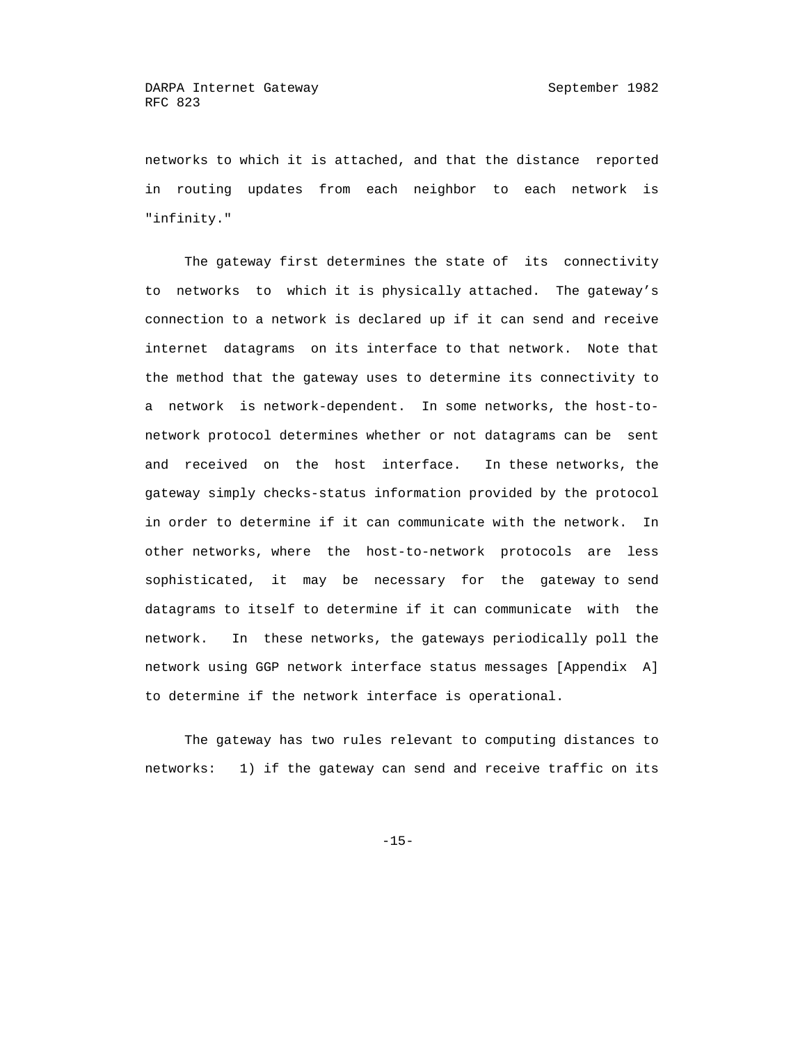networks to which it is attached, and that the distance reported in routing updates from each neighbor to each network is "infinity."

The gateway first determines the state of its connectivity to networks to which it is physically attached. The gateway's connection to a network is declared up if it can send and receive internet datagrams on its interface to that network. Note that the method that the gateway uses to determine its connectivity to a network is network-dependent. In some networks, the host-to-network protocol determines whether or not datagrams can be sent and received on the host interface. In these networks, the gateway simply checks-status information provided by the protocol in order to determine if it can communicate with the network. In other networks, where the host-to-network protocols are less sophisticated, it may be necessary for the gateway to send datagrams to itself to determine if it can communicate with the network. In these networks, the gateways periodically poll the network using GGP network interface status messages [Appendix A] to determine if the network interface is operational.

The gateway has two rules relevant to computing distances to networks: 1) if the gateway can send and receive traffic on its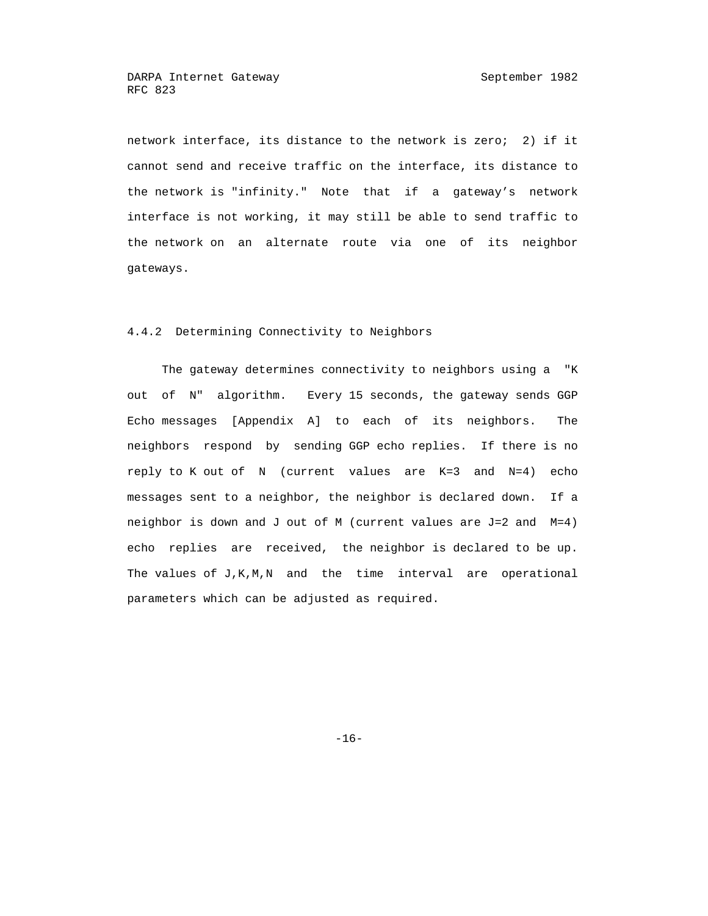network interface, its distance to the network is zero; 2) if it cannot send and receive traffic on the interface, its distance to the network is "infinity." Note that if a gateway's network interface is not working, it may still be able to send traffic to the network on an alternate route via one of its neighbor gateways.

### 4.4.2 Determining Connectivity to Neighbors

The gateway determines connectivity to neighbors using a "K out of N" algorithm. Every 15 seconds, the gateway sends GGP Echo messages [Appendix A] to each of its neighbors. The neighbors respond by sending GGP echo replies. If there is no reply to K out of N (current values are K=3 and N=4) echo messages sent to a neighbor, the neighbor is declared down. If a neighbor is down and J out of M (current values are J=2 and M=4) echo replies are received, the neighbor is declared to be up. The values of J,K,M,N and the time interval are operational parameters which can be adjusted as required.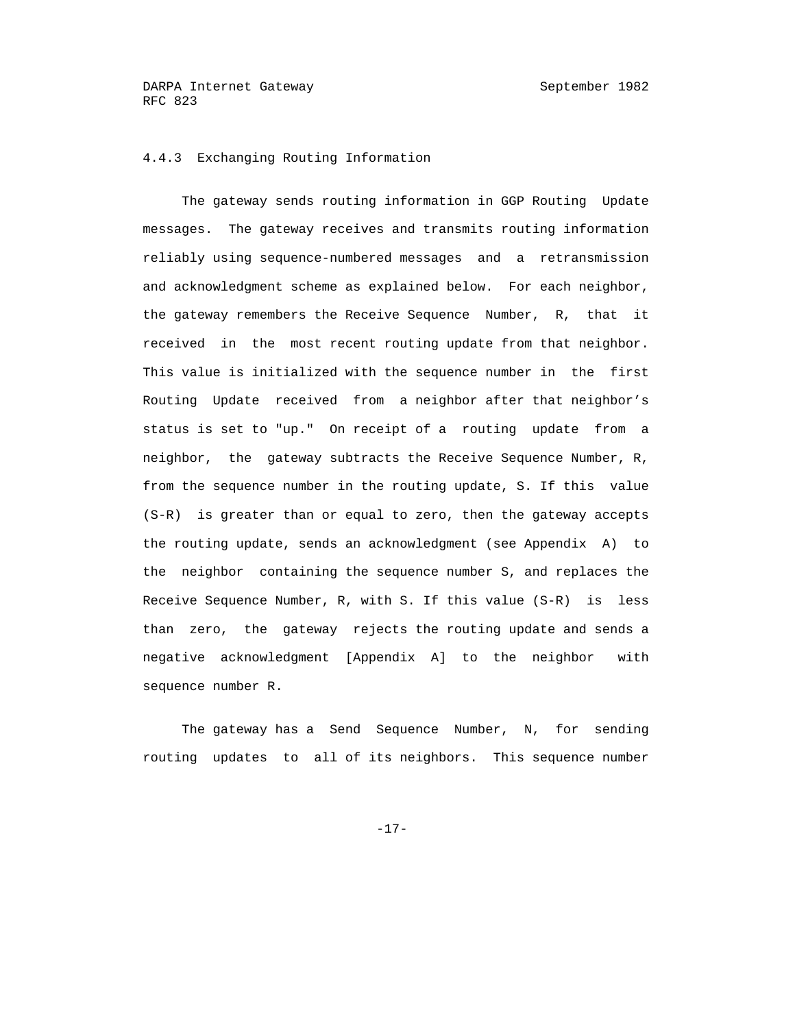### 4.4.3 Exchanging Routing Information

The gateway sends routing information in GGP Routing Update messages. The gateway receives and transmits routing information reliably using sequence-numbered messages and a retransmission and acknowledgment scheme as explained below. For each neighbor, the gateway remembers the Receive Sequence Number, R, that it received in the most recent routing update from that neighbor. This value is initialized with the sequence number in the first Routing Update received from a neighbor after that neighbor's status is set to "up." On receipt of a routing update from a neighbor, the gateway subtracts the Receive Sequence Number, R, from the sequence number in the routing update, S. If this value (S-R) is greater than or equal to zero, then the gateway accepts the routing update, sends an acknowledgment (see Appendix A) to the neighbor containing the sequence number S, and replaces the Receive Sequence Number, R, with S. If this value (S-R) is less than zero, the gateway rejects the routing update and sends a negative acknowledgment [Appendix A] to the neighbor with sequence number R.

The gateway has a Send Sequence Number, N, for sending routing updates to all of its neighbors. This sequence number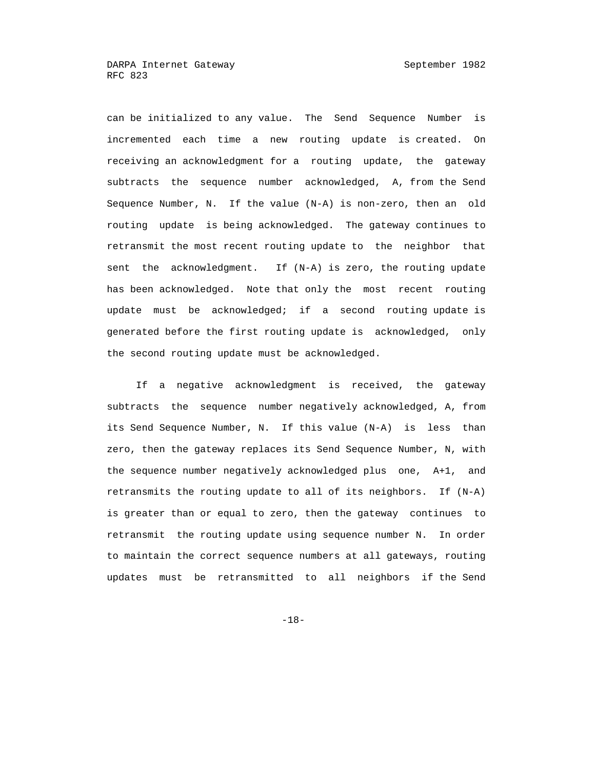can be initialized to any value. The Send Sequence Number is incremented each time a new routing update is created. On receiving an acknowledgment for a routing update, the gateway subtracts the sequence number acknowledged, A, from the Send Sequence Number, N. If the value (N-A) is non-zero, then an old routing update is being acknowledged. The gateway continues to retransmit the most recent routing update to the neighbor that sent the acknowledgment. If (N-A) is zero, the routing update has been acknowledged. Note that only the most recent routing update must be acknowledged; if a second routing update is generated before the first routing update is acknowledged, only the second routing update must be acknowledged.

If a negative acknowledgment is received, the gateway subtracts the sequence number negatively acknowledged, A, from its Send Sequence Number, N. If this value (N-A) is less than zero, then the gateway replaces its Send Sequence Number, N, with the sequence number negatively acknowledged plus one, A+1, and retransmits the routing update to all of its neighbors. If (N-A) is greater than or equal to zero, then the gateway continues to retransmit the routing update using sequence number N. In order to maintain the correct sequence numbers at all gateways, routing updates must be retransmitted to all neighbors if the Send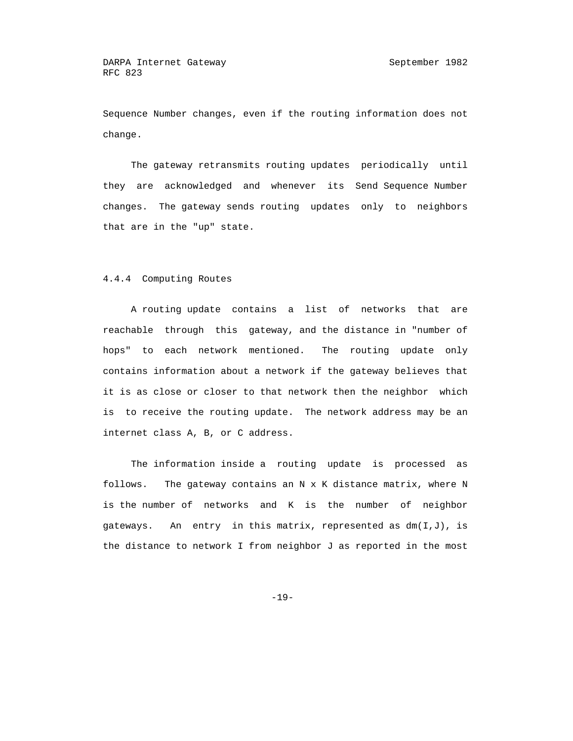Sequence Number changes, even if the routing information does not change.

The gateway retransmits routing updates periodically until they are acknowledged and whenever its Send Sequence Number changes. The gateway sends routing updates only to neighbors that are in the "up" state.

### 4.4.4 Computing Routes

A routing update contains a list of networks that are reachable through this gateway, and the distance in "number of hops" to each network mentioned. The routing update only contains information about a network if the gateway believes that it is as close or closer to that network then the neighbor which is to receive the routing update. The network address may be an internet class A, B, or C address.

The information inside a routing update is processed as follows. The gateway contains an N x K distance matrix, where N is the number of networks and K is the number of neighbor gateways. An entry in this matrix, represented as dm(I,J), is the distance to network I from neighbor J as reported in the most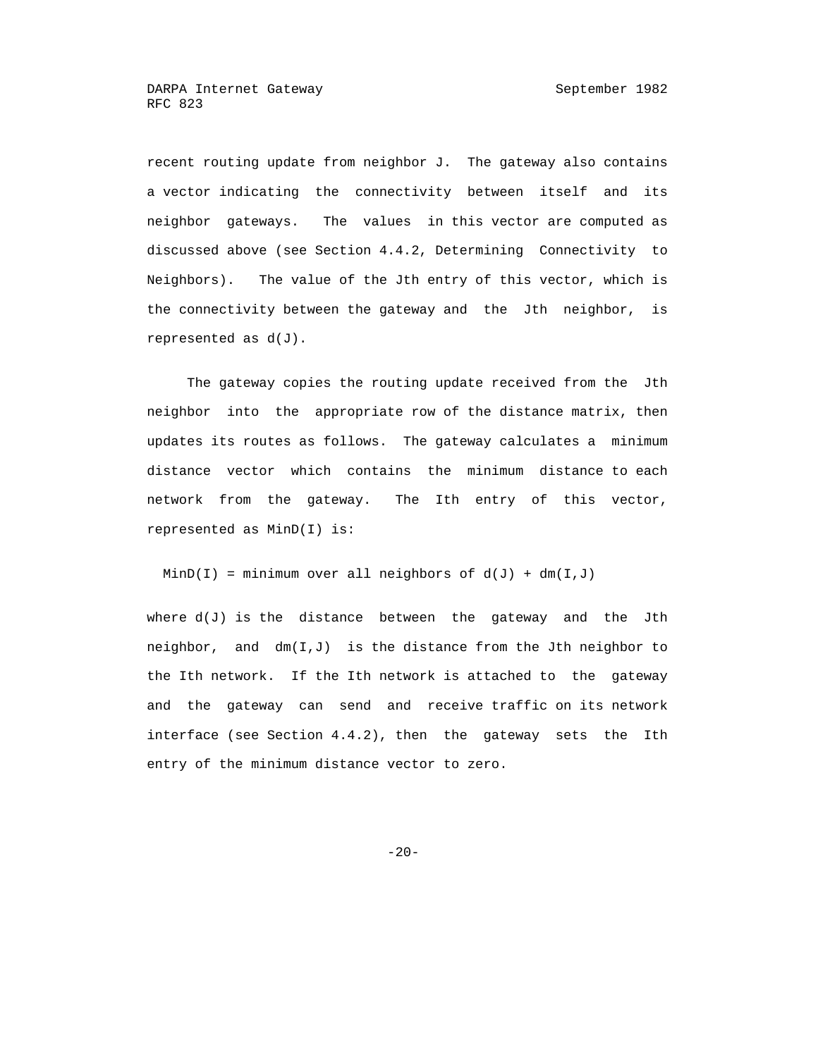recent routing update from neighbor J. The gateway also contains a vector indicating the connectivity between itself and its neighbor gateways. The values in this vector are computed as discussed above (see Section 4.4.2, Determining Connectivity to Neighbors). The value of the Jth entry of this vector, which is the connectivity between the gateway and the Jth neighbor, is represented as $d(J)$.

The gateway copies the routing update received from the Jth neighbor into the appropriate row of the distance matrix, then updates its routes as follows. The gateway calculates a minimum distance vector which contains the minimum distance to each network from the gateway. The Ith entry of this vector, represented as $MinD(I)$ is:

$$MinD(I) = \text{minimum over all neighbors of } d(J) + dm(I,J)$$

where $d(J)$ is the distance between the gateway and the Jth neighbor, and $dm(I,J)$ is the distance from the Jth neighbor to the Ith network. If the Ith network is attached to the gateway and the gateway can send and receive traffic on its network interface (see Section 4.4.2), then the gateway sets the Ith entry of the minimum distance vector to zero.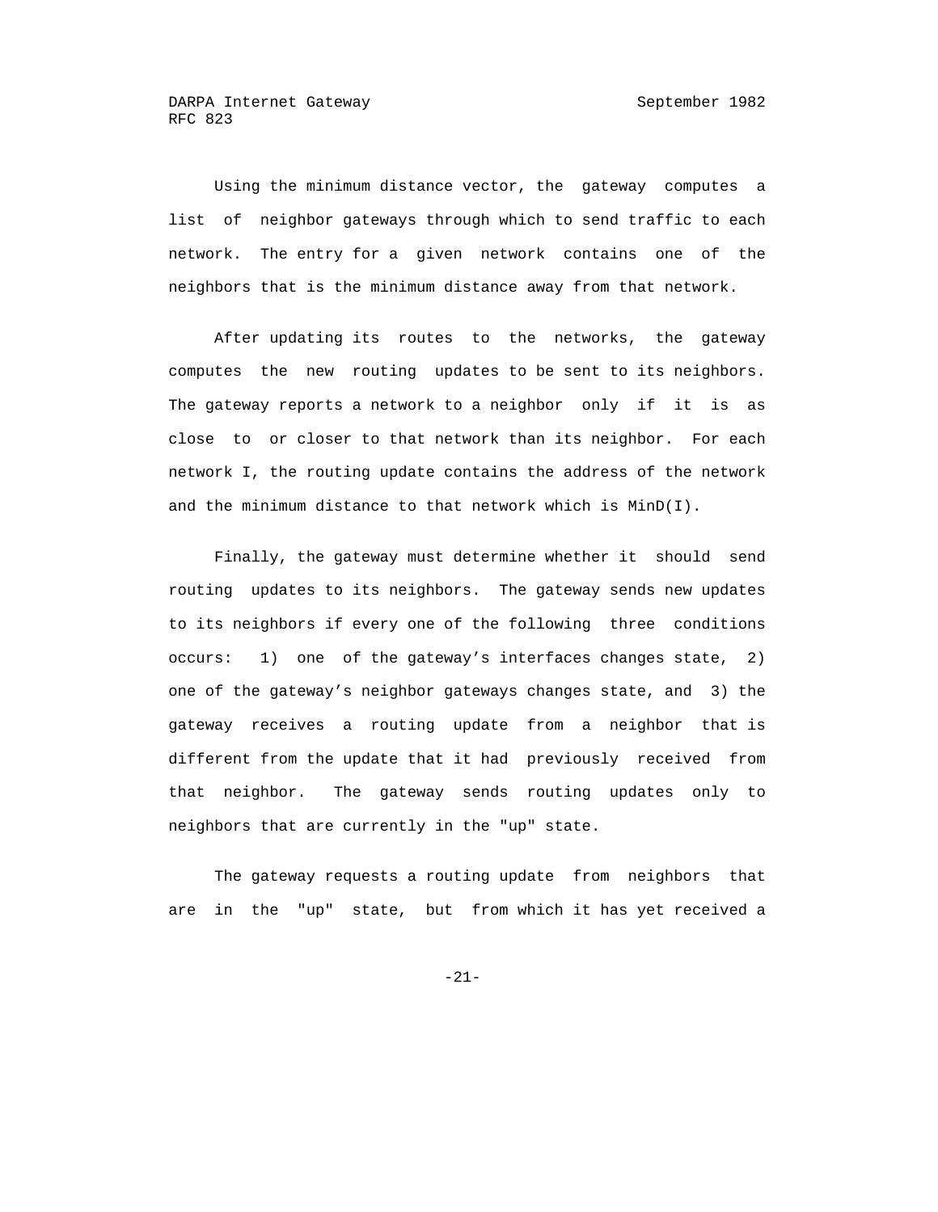Using the minimum distance vector, the gateway computes a list of neighbor gateways through which to send traffic to each network. The entry for a given network contains one of the neighbors that is the minimum distance away from that network.

After updating its routes to the networks, the gateway computes the new routing updates to be sent to its neighbors. The gateway reports a network to a neighbor only if it is as close to or closer to that network than its neighbor. For each network I, the routing update contains the address of the network and the minimum distance to that network which is MinD(I).

Finally, the gateway must determine whether it should send routing updates to its neighbors. The gateway sends new updates to its neighbors if every one of the following three conditions occurs: 1) one of the gateway's interfaces changes state, 2) one of the gateway's neighbor gateways changes state, and 3) the gateway receives a routing update from a neighbor that is different from the update that it had previously received from that neighbor. The gateway sends routing updates only to neighbors that are currently in the "up" state.

The gateway requests a routing update from neighbors that are in the "up" state, but from which it has yet received a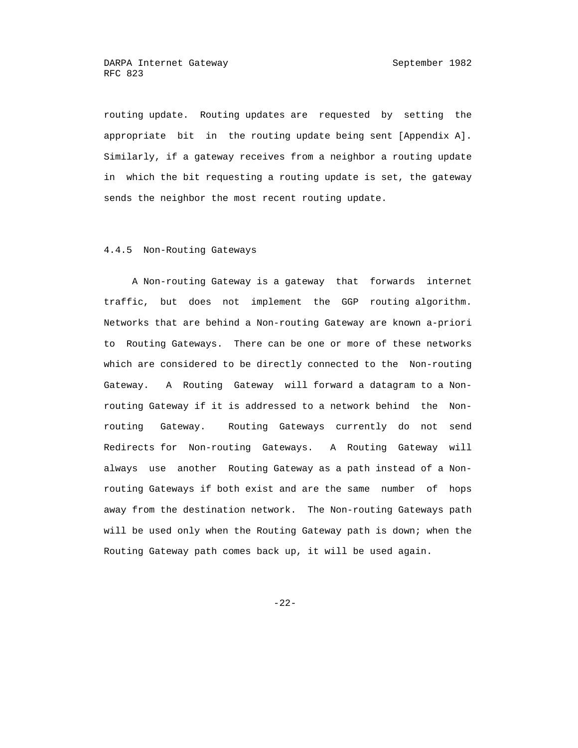routing update. Routing updates are requested by setting the appropriate bit in the routing update being sent [Appendix A]. Similarly, if a gateway receives from a neighbor a routing update in which the bit requesting a routing update is set, the gateway sends the neighbor the most recent routing update.

### 4.4.5 Non-Routing Gateways

A Non-routing Gateway is a gateway that forwards internet traffic, but does not implement the GGP routing algorithm. Networks that are behind a Non-routing Gateway are known a-priori to Routing Gateways. There can be one or more of these networks which are considered to be directly connected to the Non-routing Gateway. A Routing Gateway will forward a datagram to a Non-routing Gateway if it is addressed to a network behind the Non-routing Gateway. Routing Gateways currently do not send Redirects for Non-routing Gateways. A Routing Gateway will always use another Routing Gateway as a path instead of a Non-routing Gateways if both exist and are the same number of hops away from the destination network. The Non-routing Gateways path will be used only when the Routing Gateway path is down; when the Routing Gateway path comes back up, it will be used again.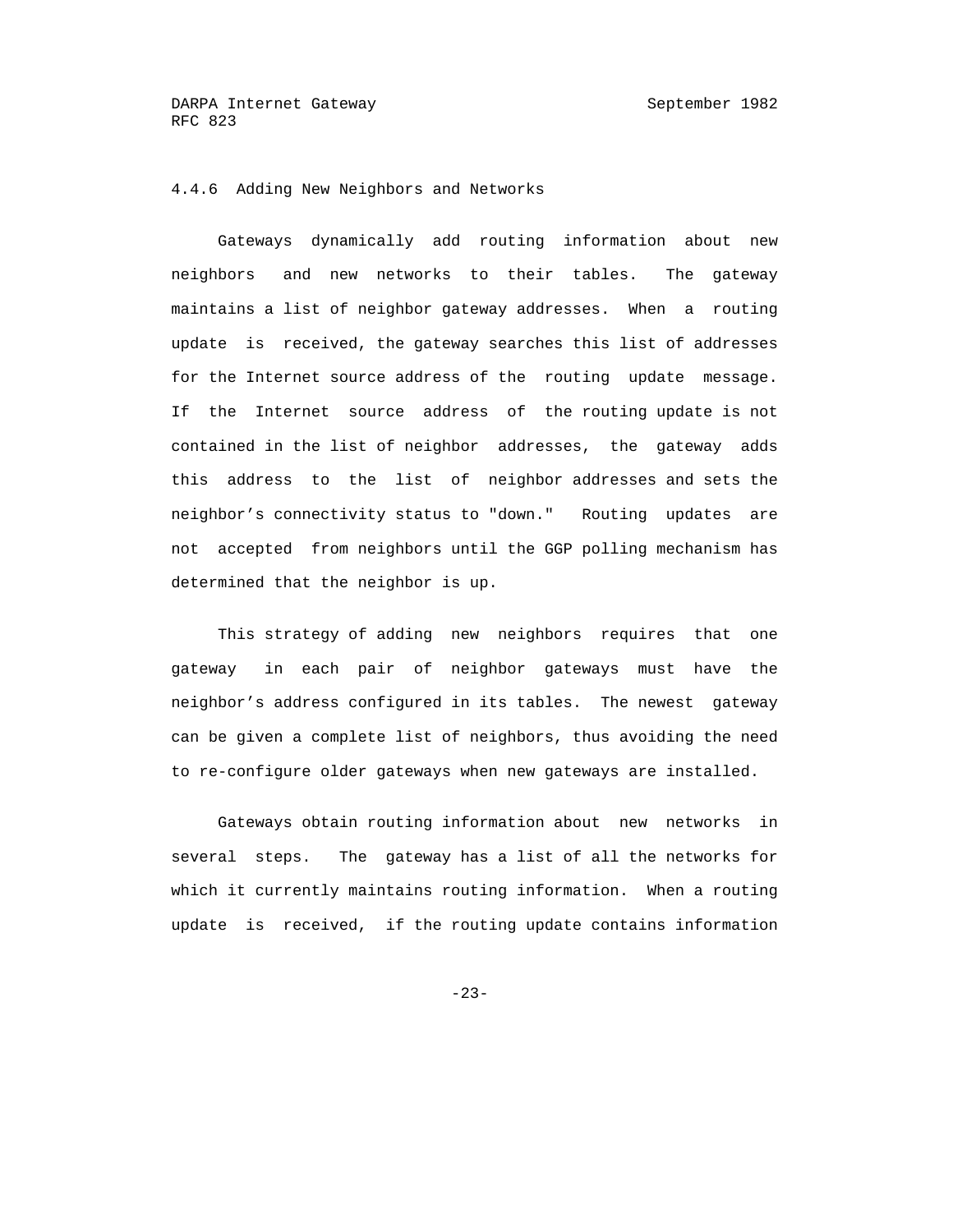#### 4.4.6 Adding New Neighbors and Networks

Gateways dynamically add routing information about new neighbors and new networks to their tables. The gateway maintains a list of neighbor gateway addresses. When a routing update is received, the gateway searches this list of addresses for the Internet source address of the routing update message. If the Internet source address of the routing update is not contained in the list of neighbor addresses, the gateway adds this address to the list of neighbor addresses and sets the neighbor's connectivity status to "down." Routing updates are not accepted from neighbors until the GGP polling mechanism has determined that the neighbor is up.

This strategy of adding new neighbors requires that one gateway in each pair of neighbor gateways must have the neighbor's address configured in its tables. The newest gateway can be given a complete list of neighbors, thus avoiding the need to re-configure older gateways when new gateways are installed.

Gateways obtain routing information about new networks in several steps. The gateway has a list of all the networks for which it currently maintains routing information. When a routing update is received, if the routing update contains information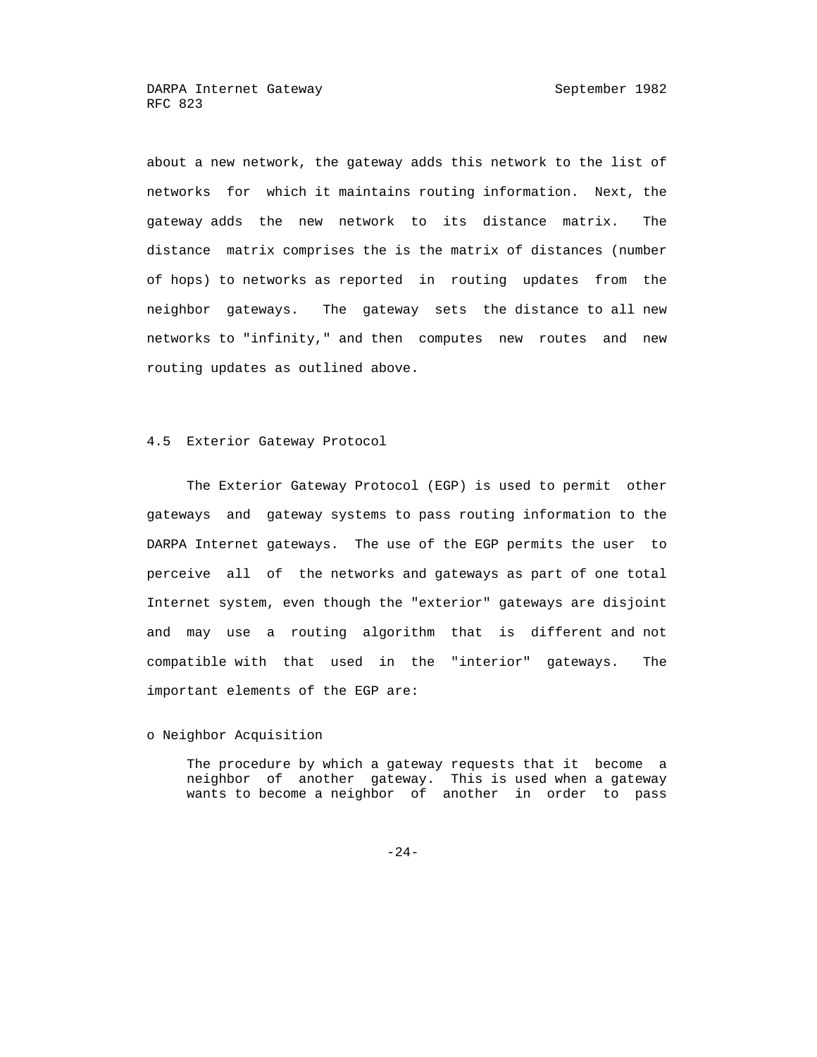about a new network, the gateway adds this network to the list of networks for which it maintains routing information. Next, the gateway adds the new network to its distance matrix. The distance matrix comprises the is the matrix of distances (number of hops) to networks as reported in routing updates from the neighbor gateways. The gateway sets the distance to all new networks to "infinity," and then computes new routes and new routing updates as outlined above.

### 4.5 Exterior Gateway Protocol

The Exterior Gateway Protocol (EGP) is used to permit other gateways and gateway systems to pass routing information to the DARPA Internet gateways. The use of the EGP permits the user to perceive all of the networks and gateways as part of one total Internet system, even though the "exterior" gateways are disjoint and may use a routing algorithm that is different and not compatible with that used in the "interior" gateways. The important elements of the EGP are:

o Neighbor Acquisition

The procedure by which a gateway requests that it become a neighbor of another gateway. This is used when a gateway wants to become a neighbor of another in order to pass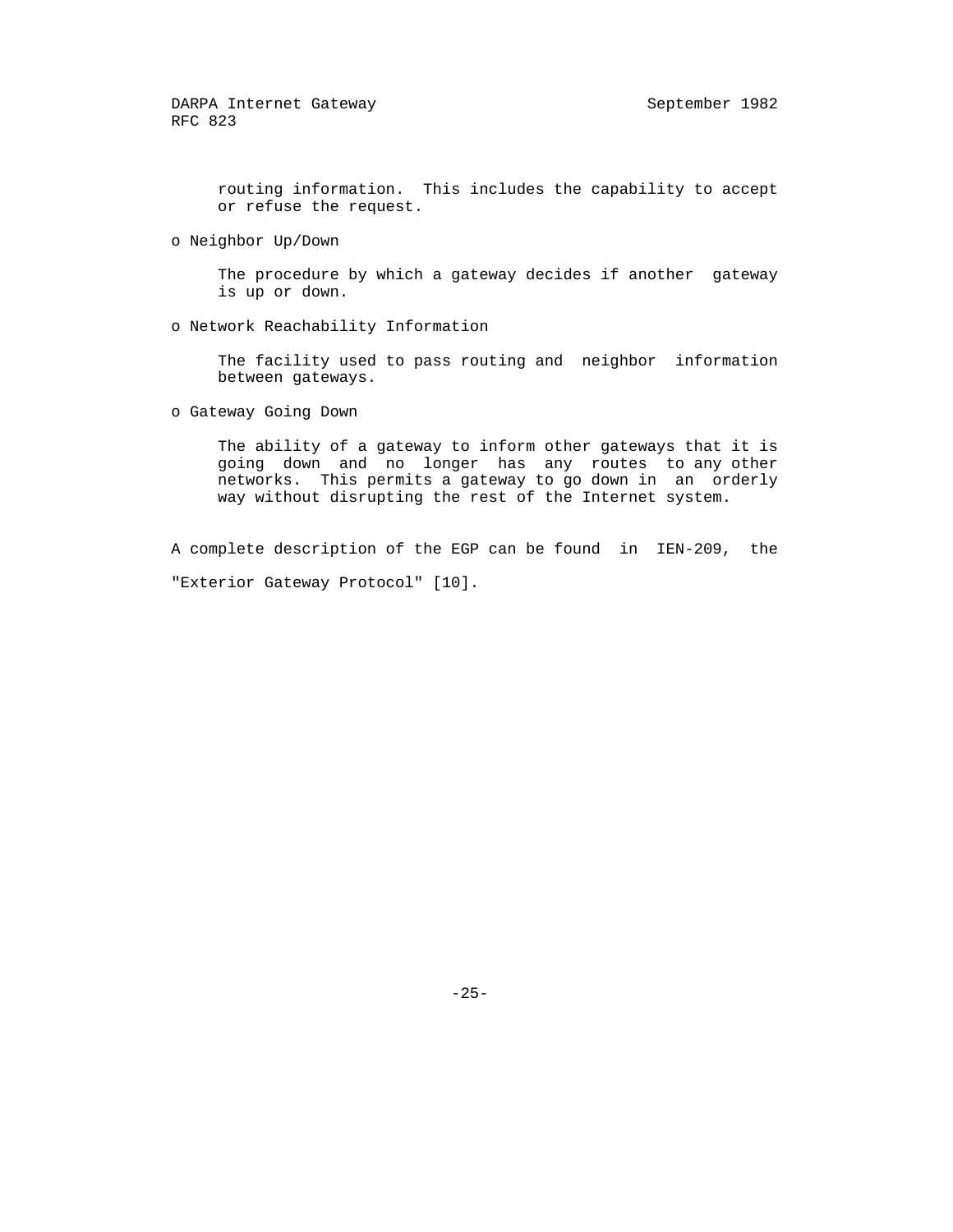routing information. This includes the capability to accept or refuse the request.

- Neighbor Up/Down

  The procedure by which a gateway decides if another gateway is up or down.

- Network Reachability Information

  The facility used to pass routing and neighbor information between gateways.

- Gateway Going Down

  The ability of a gateway to inform other gateways that it is going down and no longer has any routes to any other networks. This permits a gateway to go down in an orderly way without disrupting the rest of the Internet system.

A complete description of the EGP can be found in IEN-209, the "Exterior Gateway Protocol" [10].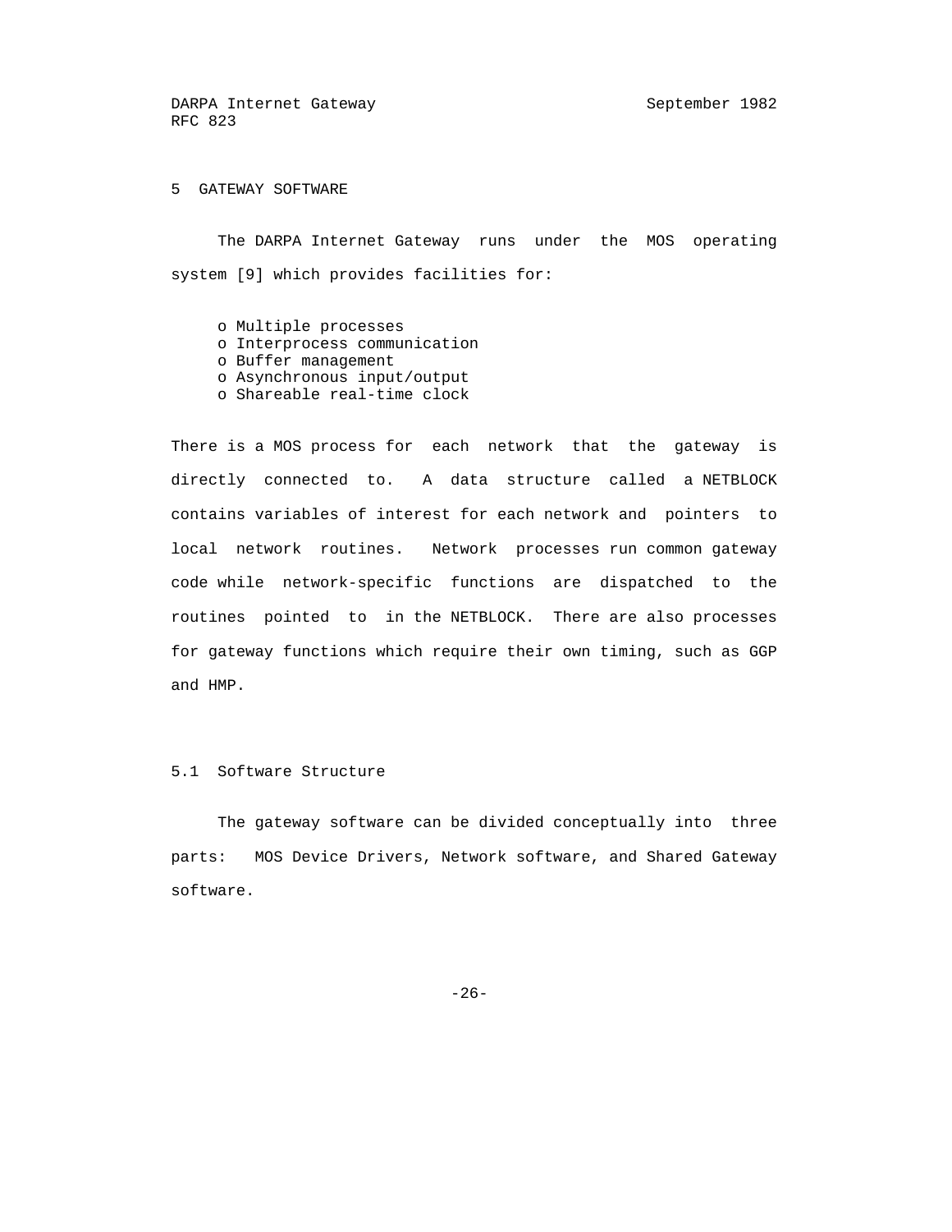## 5 GATEWAY SOFTWARE

The DARPA Internet Gateway runs under the MOS operating system [9] which provides facilities for:

- o Multiple processes
- o Interprocess communication
- o Buffer management
- o Asynchronous input/output
- o Shareable real-time clock

There is a MOS process for each network that the gateway is directly connected to. A data structure called a NETBLOCK contains variables of interest for each network and pointers to local network routines. Network processes run common gateway code while network-specific functions are dispatched to the routines pointed to in the NETBLOCK. There are also processes for gateway functions which require their own timing, such as GGP and HMP.

### 5.1 Software Structure

The gateway software can be divided conceptually into three parts: MOS Device Drivers, Network software, and Shared Gateway software.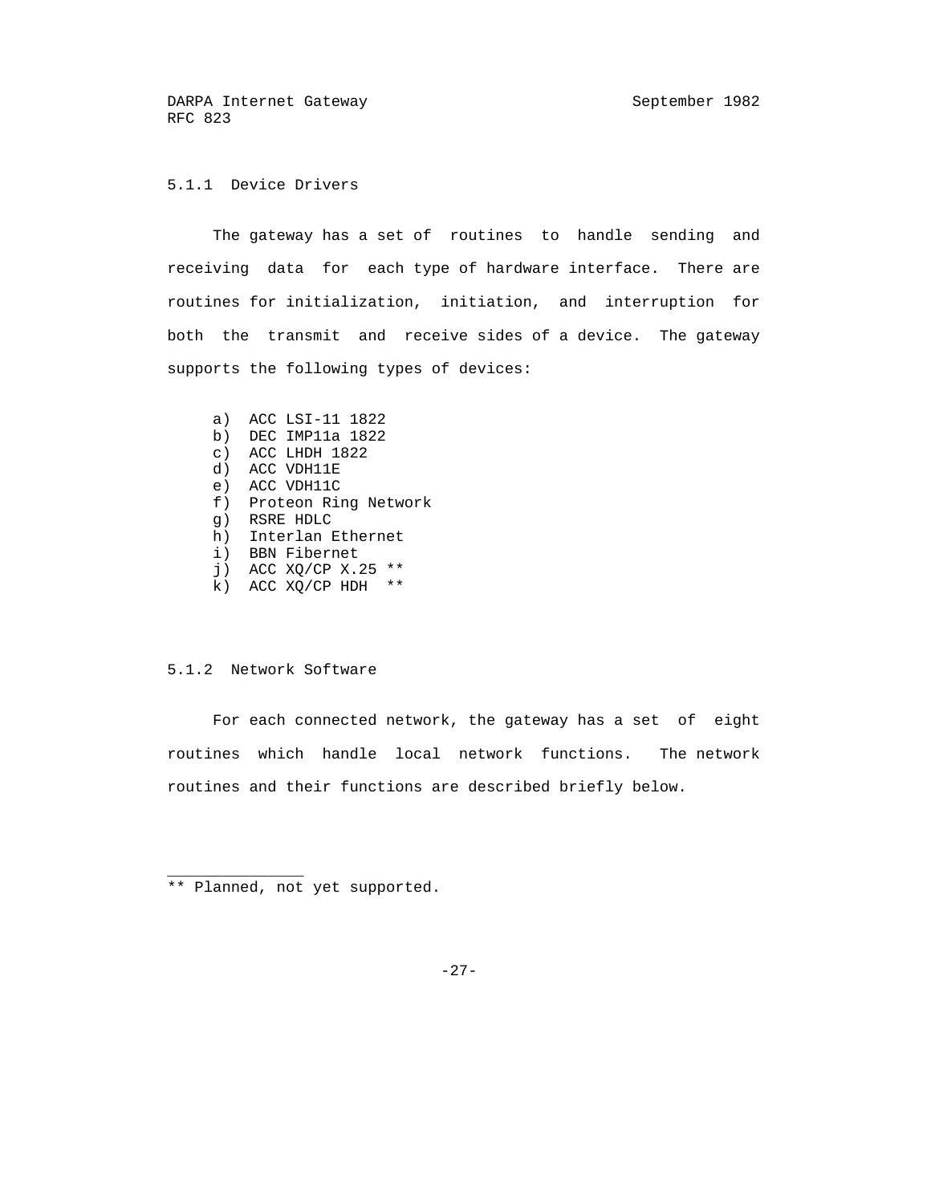### 5.1.1 Device Drivers

The gateway has a set of routines to handle sending and receiving data for each type of hardware interface. There are routines for initialization, initiation, and interruption for both the transmit and receive sides of a device. The gateway supports the following types of devices:

a) ACC LSI-11 1822
b) DEC IMP11a 1822
c) ACC LHDH 1822
d) ACC VDH11E
e) ACC VDH11C
f) Proteon Ring Network
g) RSRE HDLC
h) Interlan Ethernet
i) BBN Fibernet
j) ACC XQ/CP X.25 **
k) ACC XQ/CP HDH **

### 5.1.2 Network Software

For each connected network, the gateway has a set of eight routines which handle local network functions. The network routines and their functions are described briefly below.

---

** Planned, not yet supported.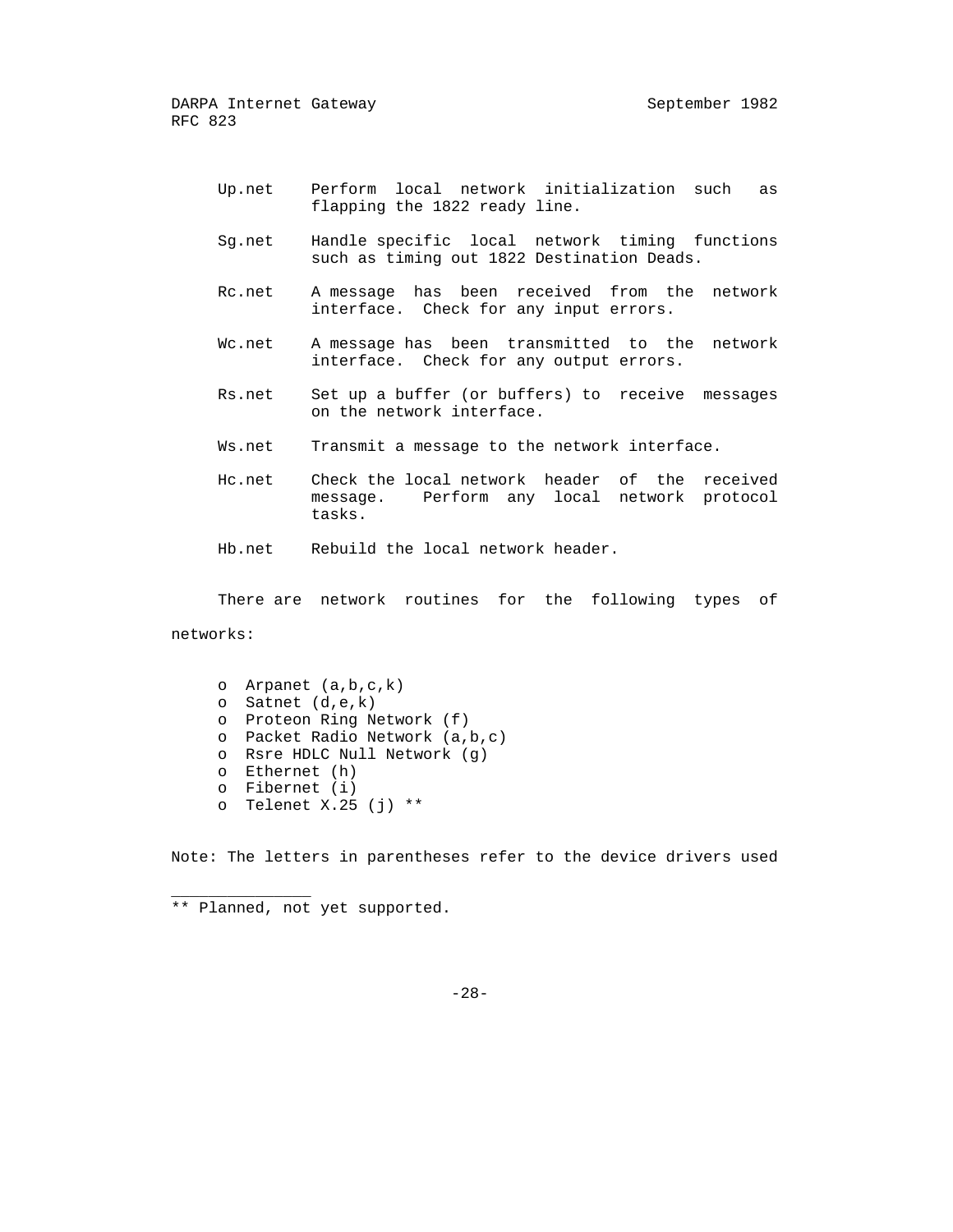Up.net Perform local network initialization such as flapping the 1822 ready line.

Sg.net Handle specific local network timing functions such as timing out 1822 Destination Deads.

Rc.net A message has been received from the network interface. Check for any input errors.

Wc.net A message has been transmitted to the network interface. Check for any output errors.

Rs.net Set up a buffer (or buffers) to receive messages on the network interface.

Ws.net Transmit a message to the network interface.

Hc.net Check the local network header of the received message. Perform any local network protocol tasks.

Hb.net Rebuild the local network header.

There are network routines for the following types of networks:

- Arpanet (a,b,c,k)
- Satnet (d,e,k)
- Proteon Ring Network (f)
- Packet Radio Network (a,b,c)
- Rsre HDLC Null Network (g)
- Ethernet (h)
- Fibernet (i)
- Telenet X.25 (j) **

Note: The letters in parentheses refer to the device drivers used

---

** Planned, not yet supported.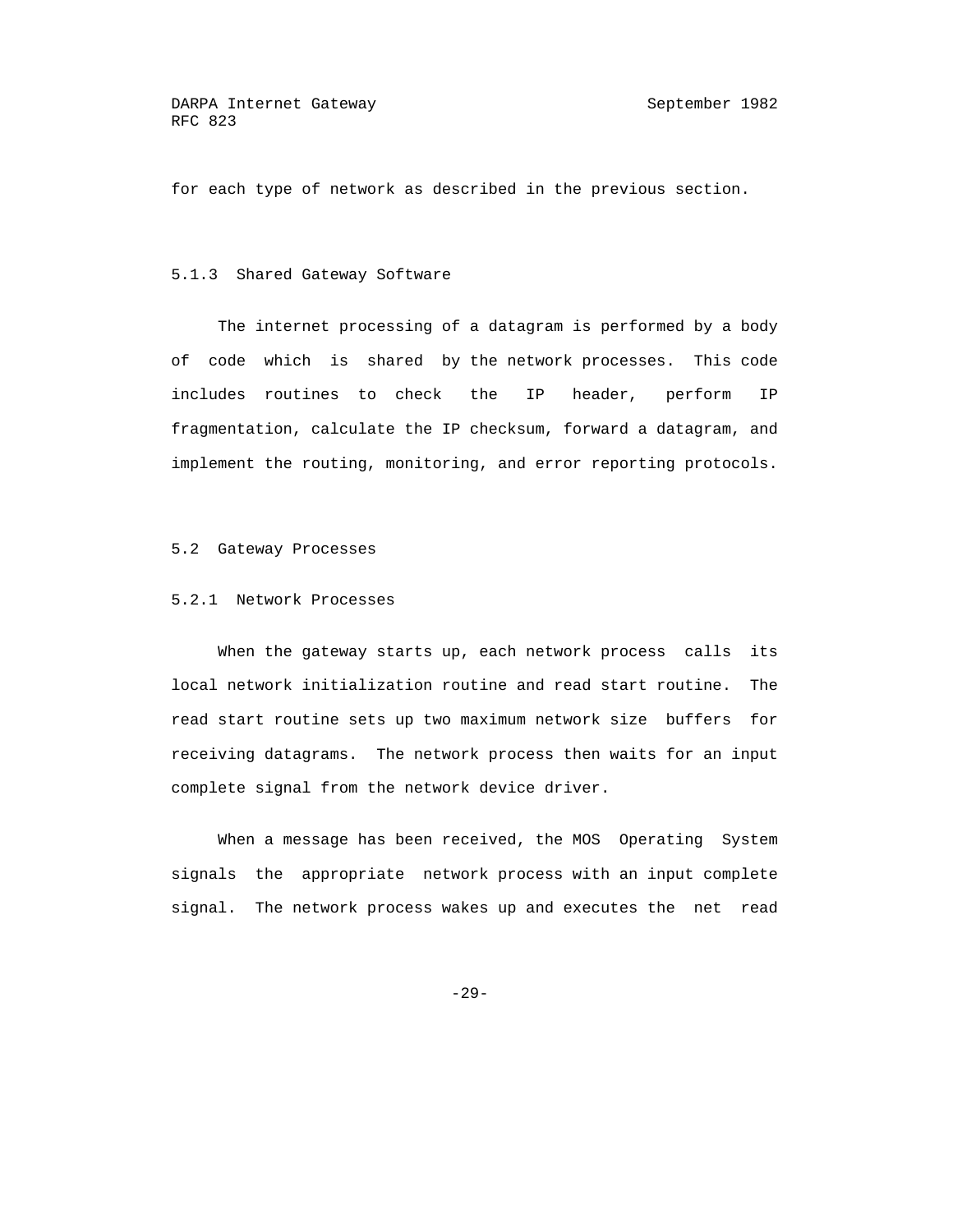for each type of network as described in the previous section.

### 5.1.3 Shared Gateway Software

The internet processing of a datagram is performed by a body of code which is shared by the network processes. This code includes routines to check the IP header, perform IP fragmentation, calculate the IP checksum, forward a datagram, and implement the routing, monitoring, and error reporting protocols.

## 5.2 Gateway Processes

### 5.2.1 Network Processes

When the gateway starts up, each network process calls its local network initialization routine and read start routine. The read start routine sets up two maximum network size buffers for receiving datagrams. The network process then waits for an input complete signal from the network device driver.

When a message has been received, the MOS Operating System signals the appropriate network process with an input complete signal. The network process wakes up and executes the net read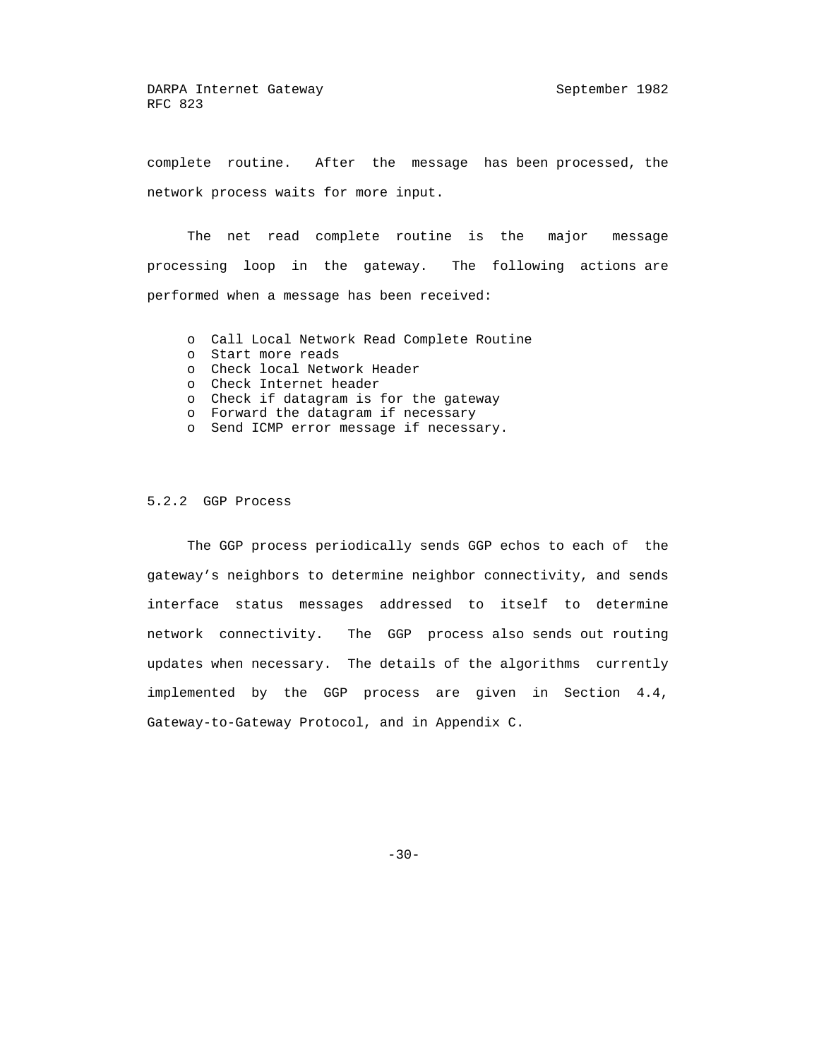complete routine. After the message has been processed, the network process waits for more input.

The net read complete routine is the major message processing loop in the gateway. The following actions are performed when a message has been received:

- Call Local Network Read Complete Routine
- Start more reads
- Check local Network Header
- Check Internet header
- Check if datagram is for the gateway
- Forward the datagram if necessary
- Send ICMP error message if necessary.

### 5.2.2 GGP Process

The GGP process periodically sends GGP echos to each of the gateway's neighbors to determine neighbor connectivity, and sends interface status messages addressed to itself to determine network connectivity. The GGP process also sends out routing updates when necessary. The details of the algorithms currently implemented by the GGP process are given in Section 4.4, Gateway-to-Gateway Protocol, and in Appendix C.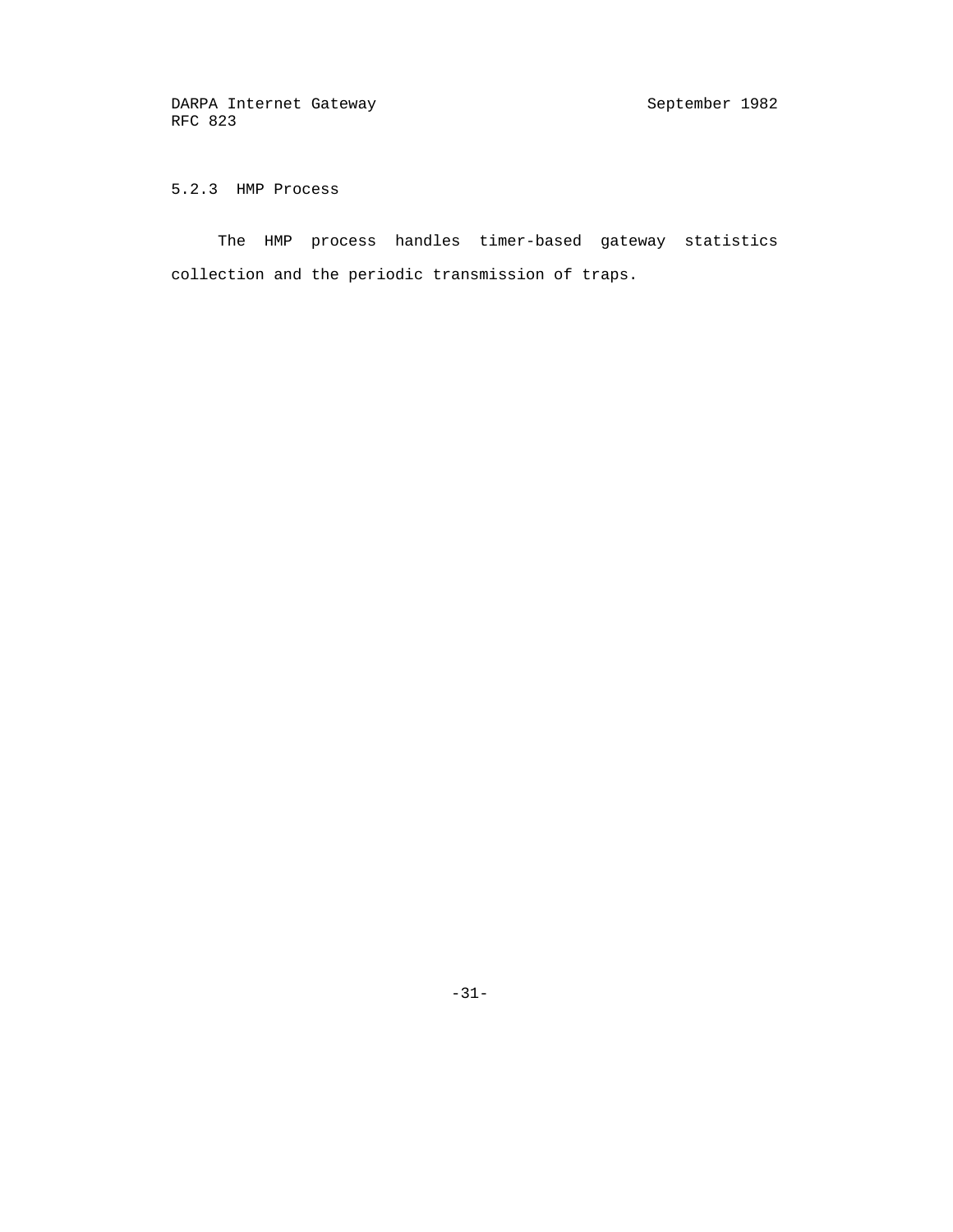### 5.2.3 HMP Process

The HMP process handles timer-based gateway statistics collection and the periodic transmission of traps.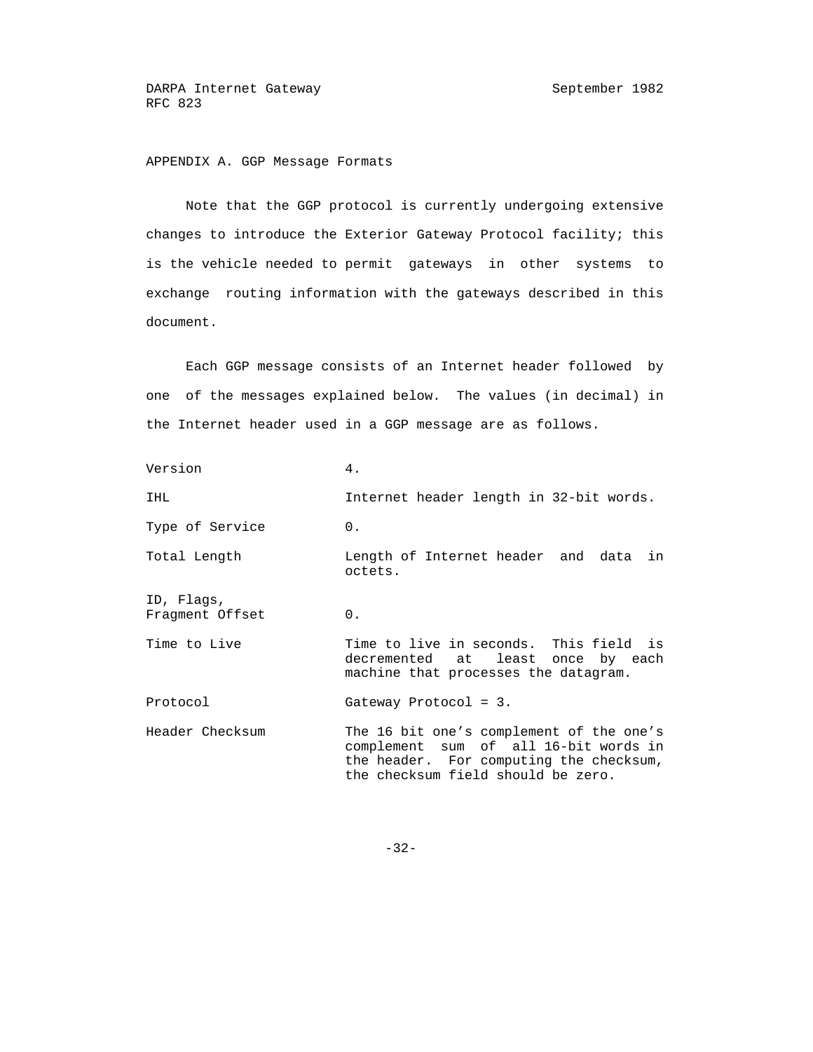## APPENDIX A. GGP Message Formats

Note that the GGP protocol is currently undergoing extensive changes to introduce the Exterior Gateway Protocol facility; this is the vehicle needed to permit gateways in other systems to exchange routing information with the gateways described in this document.

Each GGP message consists of an Internet header followed by one of the messages explained below. The values (in decimal) in the Internet header used in a GGP message are as follows.

| Field | Value |
| --- | --- |
| Version | 4. |
| IHL | Internet header length in 32-bit words. |
| Type of Service | 0. |
| Total Length | Length of Internet header and data in octets. |
| ID, Flags, Fragment Offset | 0. |
| Time to Live | Time to live in seconds. This field is decremented at least once by each machine that processes the datagram. |
| Protocol | Gateway Protocol = 3. |
| Header Checksum | The 16 bit one's complement of the one's complement sum of all 16-bit words in the header. For computing the checksum, the checksum field should be zero. |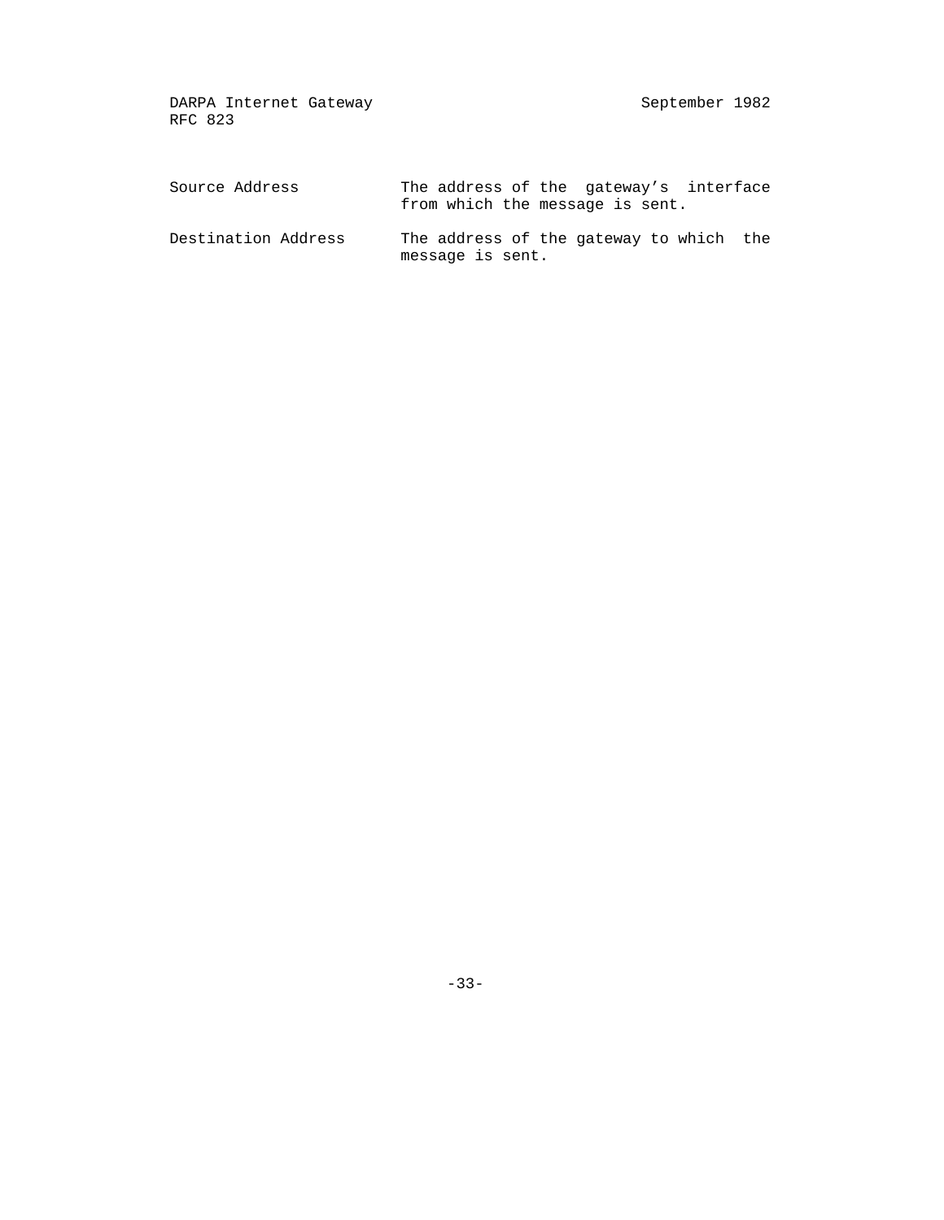| | |
|---|---|
| Source Address | The address of the gateway's interface from which the message is sent. |
| Destination Address | The address of the gateway to which the message is sent. |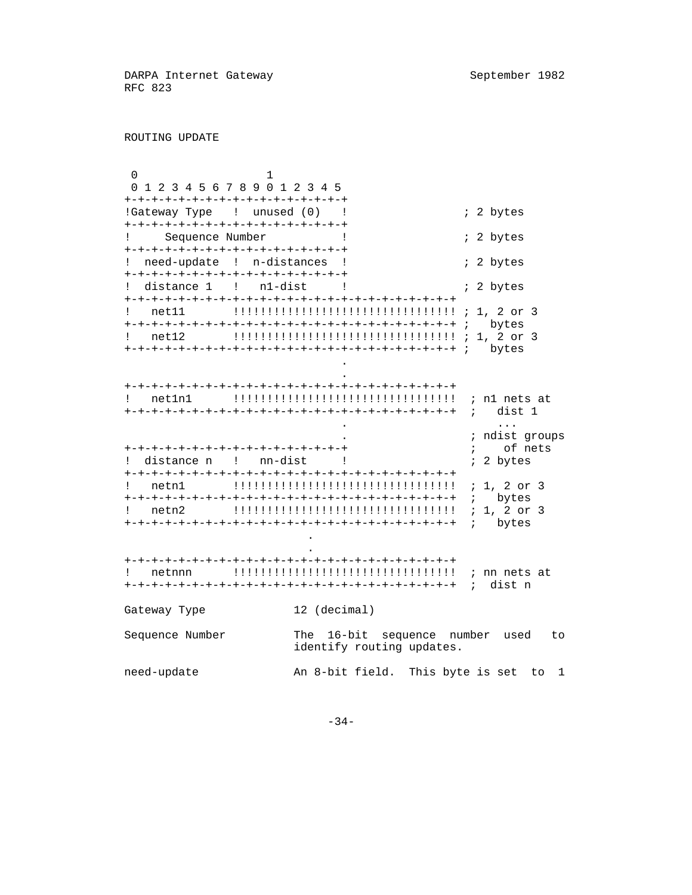ROUTING UPDATE

```
 0                   1
 0 1 2 3 4 5 6 7 8 9 0 1 2 3 4 5
+-+-+-+-+-+-+-+-+-+-+-+-+-+-+-+-+
!Gateway Type   !  unused (0)   !               ; 2 bytes
+-+-+-+-+-+-+-+-+-+-+-+-+-+-+-+-+
!     Sequence Number           !               ; 2 bytes
+-+-+-+-+-+-+-+-+-+-+-+-+-+-+-+-+
!  need-update  !  n-distances  !               ; 2 bytes
+-+-+-+-+-+-+-+-+-+-+-+-+-+-+-+-+
!  distance 1   !   n1-dist     !               ; 2 bytes
+-+-+-+-+-+-+-+-+-+-+-+-+-+-+-+-+-+-+-+-+-+-+-+-+-+-+-+-+-+-+-+-+
!   net11       !!!!!!!!!!!!!!!!!!!!!!!!!!!!!!!!! ; 1, 2 or 3
+-+-+-+-+-+-+-+-+-+-+-+-+-+-+-+-+-+-+-+-+-+-+-+-+-+-+-+-+-+-+-+-+ ;   bytes
!   net12       !!!!!!!!!!!!!!!!!!!!!!!!!!!!!!!!! ; 1, 2 or 3
+-+-+-+-+-+-+-+-+-+-+-+-+-+-+-+-+-+-+-+-+-+-+-+-+-+-+-+-+-+-+-+-+ ;   bytes
                                .
                                .
+-+-+-+-+-+-+-+-+-+-+-+-+-+-+-+-+-+-+-+-+-+-+-+-+-+-+-+-+-+-+-+-+
!   net1n1      !!!!!!!!!!!!!!!!!!!!!!!!!!!!!!!!!  ; n1 nets at
+-+-+-+-+-+-+-+-+-+-+-+-+-+-+-+-+-+-+-+-+-+-+-+-+-+-+-+-+-+-+-+-+  ;   dist 1
                                .                       ...
                                .                  ; ndist groups
+-+-+-+-+-+-+-+-+-+-+-+-+-+-+-+-+                  ;    of nets
!  distance n   !   nn-dist     !                  ; 2 bytes
+-+-+-+-+-+-+-+-+-+-+-+-+-+-+-+-+-+-+-+-+-+-+-+-+-+-+-+-+-+-+-+-+
!   netn1       !!!!!!!!!!!!!!!!!!!!!!!!!!!!!!!!!  ; 1, 2 or 3
+-+-+-+-+-+-+-+-+-+-+-+-+-+-+-+-+-+-+-+-+-+-+-+-+-+-+-+-+-+-+-+-+  ;   bytes
!   netn2       !!!!!!!!!!!!!!!!!!!!!!!!!!!!!!!!!  ; 1, 2 or 3
+-+-+-+-+-+-+-+-+-+-+-+-+-+-+-+-+-+-+-+-+-+-+-+-+-+-+-+-+-+-+-+-+  ;   bytes
                           .
                           .
+-+-+-+-+-+-+-+-+-+-+-+-+-+-+-+-+-+-+-+-+-+-+-+-+-+-+-+-+-+-+-+-+
!   netnnn      !!!!!!!!!!!!!!!!!!!!!!!!!!!!!!!!!  ; nn nets at
+-+-+-+-+-+-+-+-+-+-+-+-+-+-+-+-+-+-+-+-+-+-+-+-+-+-+-+-+-+-+-+-+  ;  dist n
```

Gateway Type — 12 (decimal)

Sequence Number — The 16-bit sequence number used to identify routing updates.

need-update — An 8-bit field. This byte is set to 1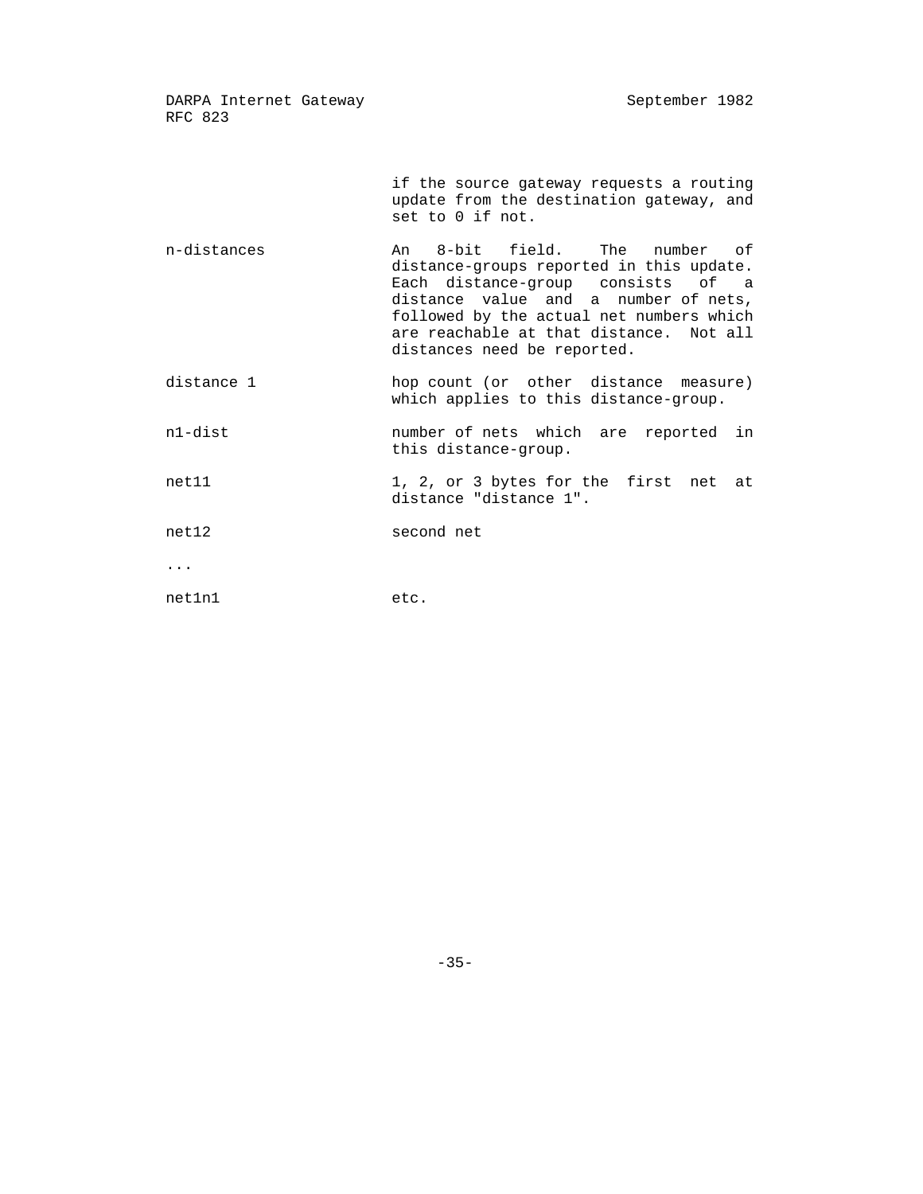if the source gateway requests a routing update from the destination gateway, and set to 0 if not.

n-distances — An 8-bit field. The number of distance-groups reported in this update. Each distance-group consists of a distance value and a number of nets, followed by the actual net numbers which are reachable at that distance. Not all distances need be reported.

distance 1 — hop count (or other distance measure) which applies to this distance-group.

n1-dist — number of nets which are reported in this distance-group.

net11 — 1, 2, or 3 bytes for the first net at distance "distance 1".

net12 — second net

...

net1n1 — etc.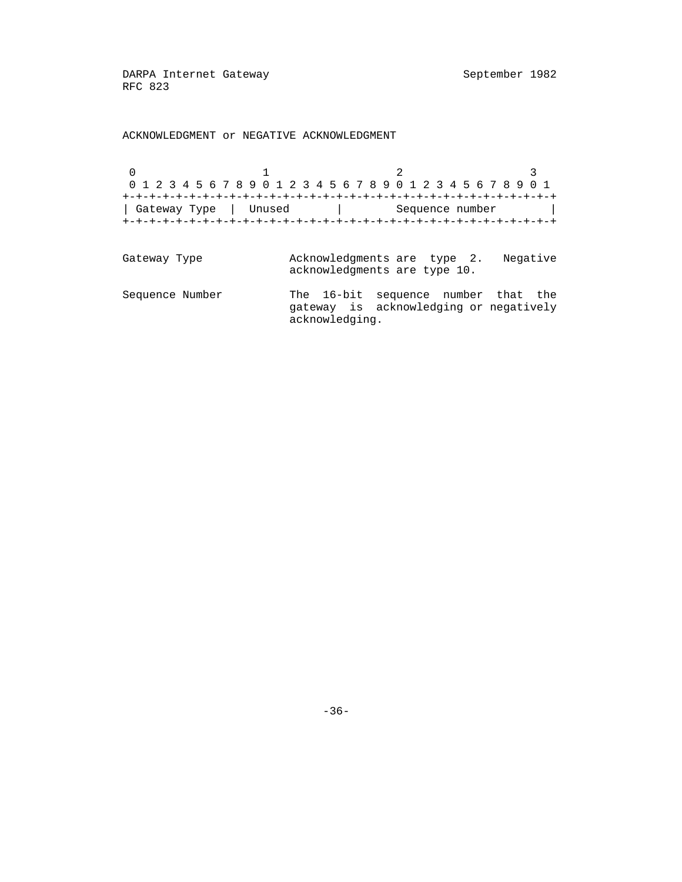ACKNOWLEDGMENT or NEGATIVE ACKNOWLEDGMENT

```
 0                   1                   2                   3
 0 1 2 3 4 5 6 7 8 9 0 1 2 3 4 5 6 7 8 9 0 1 2 3 4 5 6 7 8 9 0 1
+-+-+-+-+-+-+-+-+-+-+-+-+-+-+-+-+-+-+-+-+-+-+-+-+-+-+-+-+-+-+-+-+
| Gateway Type  |  Unused       |        Sequence number        |
+-+-+-+-+-+-+-+-+-+-+-+-+-+-+-+-+-+-+-+-+-+-+-+-+-+-+-+-+-+-+-+-+
```

Gateway Type — Acknowledgments are type 2. Negative acknowledgments are type 10.

Sequence Number — The 16-bit sequence number that the gateway is acknowledging or negatively acknowledging.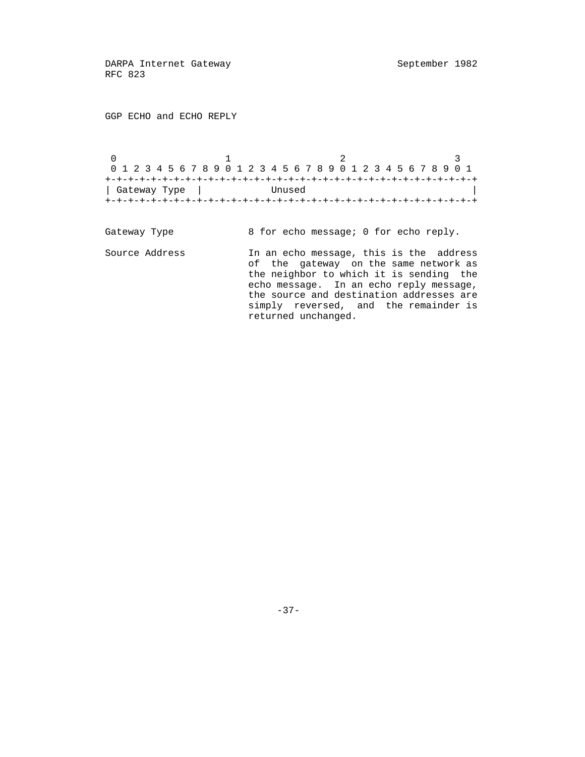GGP ECHO and ECHO REPLY

```
 0                   1                   2                   3
 0 1 2 3 4 5 6 7 8 9 0 1 2 3 4 5 6 7 8 9 0 1 2 3 4 5 6 7 8 9 0 1
+-+-+-+-+-+-+-+-+-+-+-+-+-+-+-+-+-+-+-+-+-+-+-+-+-+-+-+-+-+-+-+-+
| Gateway Type  |            Unused                               |
+-+-+-+-+-+-+-+-+-+-+-+-+-+-+-+-+-+-+-+-+-+-+-+-+-+-+-+-+-+-+-+-+
```

Gateway Type            8 for echo message; 0 for echo reply.

Source Address          In an echo message, this is the address of the gateway on the same network as the neighbor to which it is sending the echo message. In an echo reply message, the source and destination addresses are simply reversed, and the remainder is returned unchanged.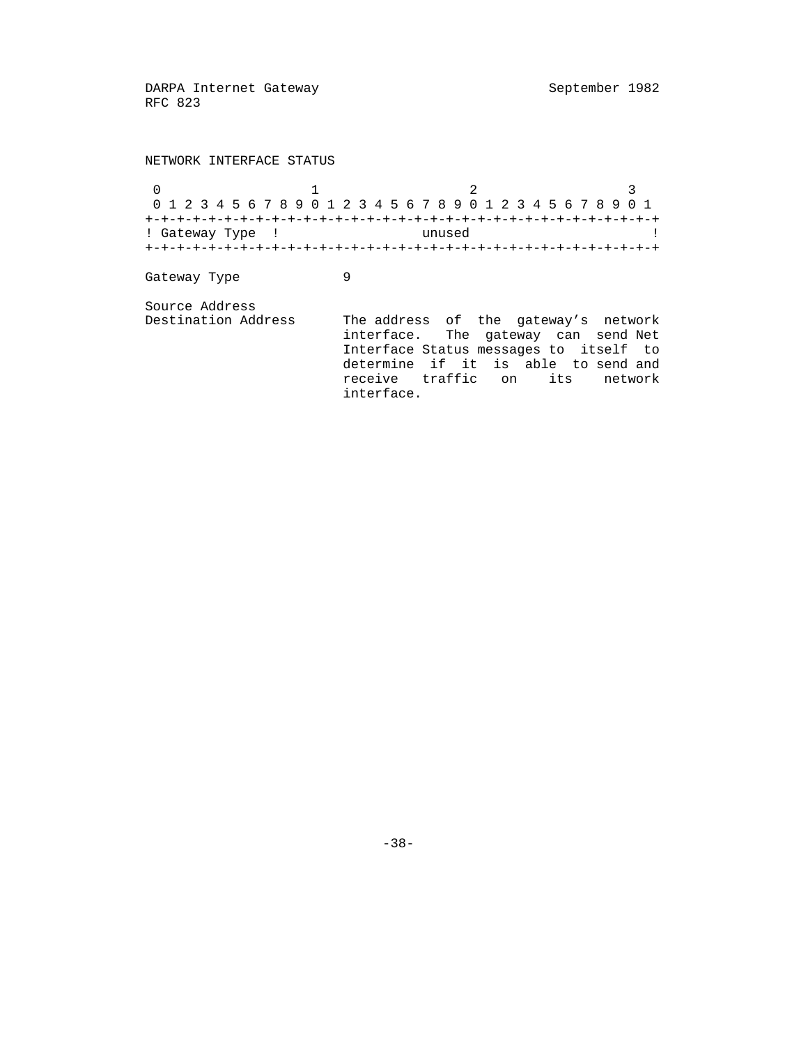NETWORK INTERFACE STATUS

```
 0                   1                   2                   3
 0 1 2 3 4 5 6 7 8 9 0 1 2 3 4 5 6 7 8 9 0 1 2 3 4 5 6 7 8 9 0 1
+-+-+-+-+-+-+-+-+-+-+-+-+-+-+-+-+-+-+-+-+-+-+-+-+-+-+-+-+-+-+-+-+
! Gateway Type  !                unused                         !
+-+-+-+-+-+-+-+-+-+-+-+-+-+-+-+-+-+-+-+-+-+-+-+-+-+-+-+-+-+-+-+-+
```

Gateway Type — 9

Source Address
Destination Address — The address of the gateway's network interface. The gateway can send Net Interface Status messages to itself to determine if it is able to send and receive traffic on its network interface.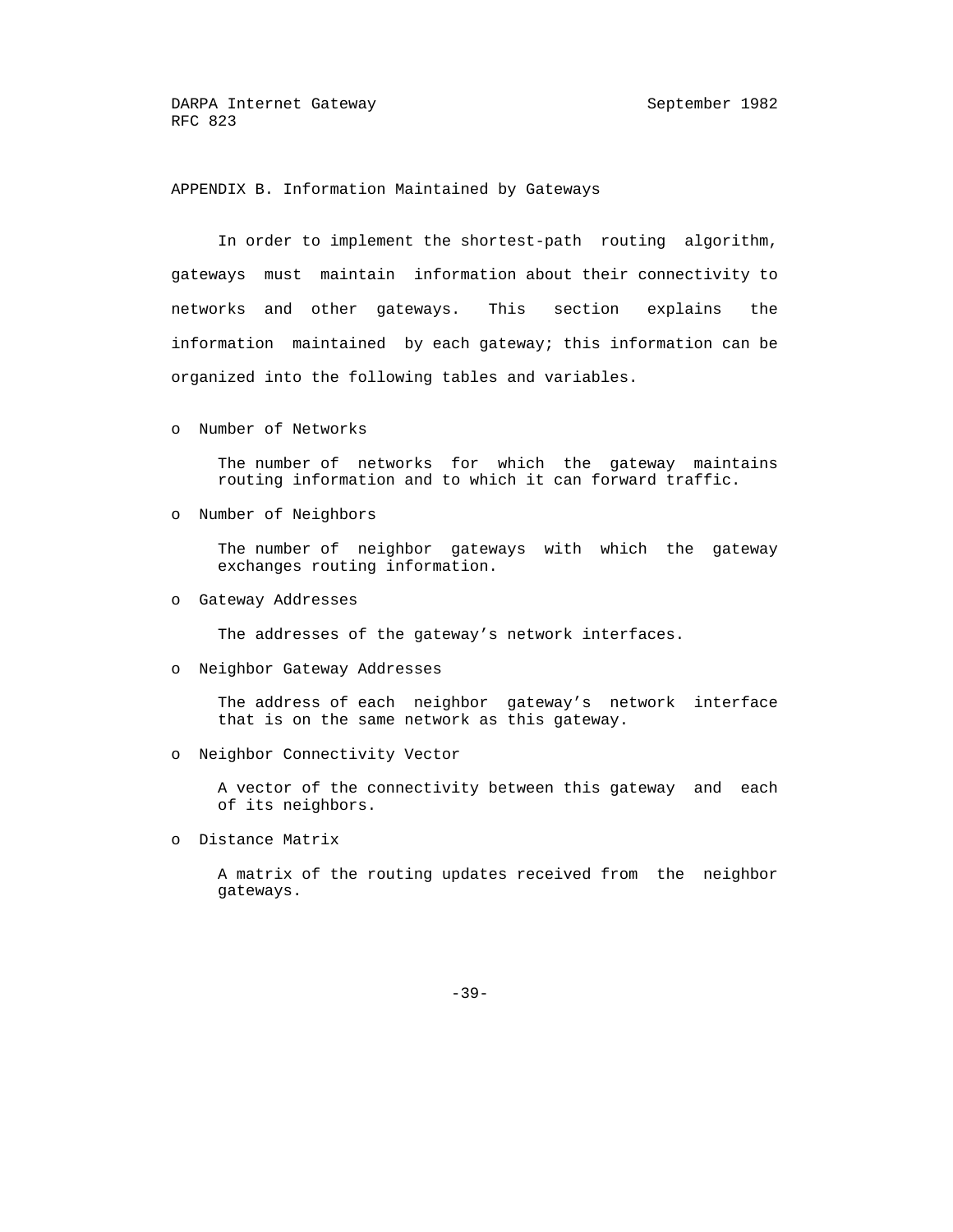## APPENDIX B. Information Maintained by Gateways

In order to implement the shortest-path routing algorithm, gateways must maintain information about their connectivity to networks and other gateways. This section explains the information maintained by each gateway; this information can be organized into the following tables and variables.

- Number of Networks

  The number of networks for which the gateway maintains routing information and to which it can forward traffic.

- Number of Neighbors

  The number of neighbor gateways with which the gateway exchanges routing information.

- Gateway Addresses

  The addresses of the gateway's network interfaces.

- Neighbor Gateway Addresses

  The address of each neighbor gateway's network interface that is on the same network as this gateway.

- Neighbor Connectivity Vector

  A vector of the connectivity between this gateway and each of its neighbors.

- Distance Matrix

  A matrix of the routing updates received from the neighbor gateways.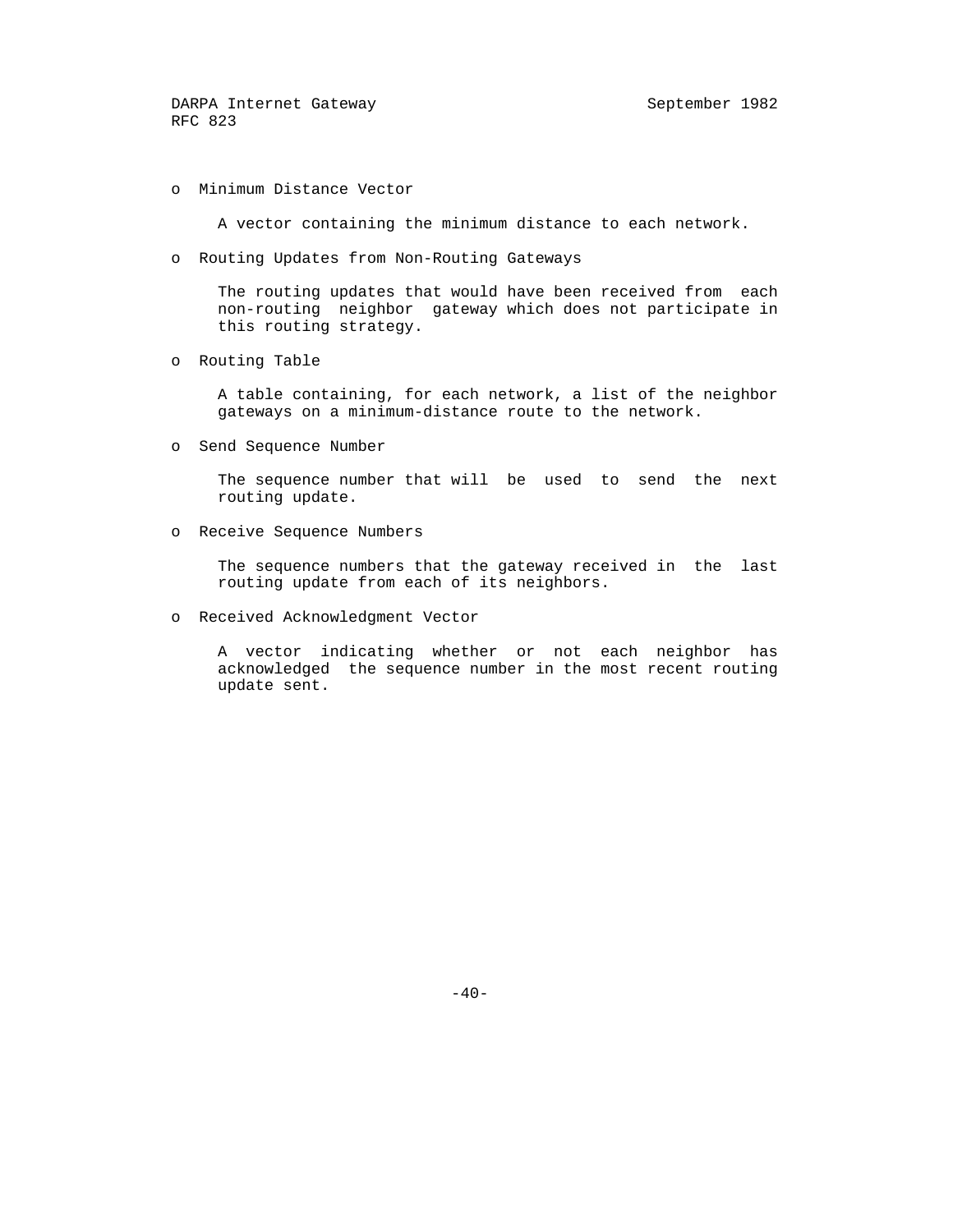- Minimum Distance Vector

  A vector containing the minimum distance to each network.

- Routing Updates from Non-Routing Gateways

  The routing updates that would have been received from each non-routing neighbor gateway which does not participate in this routing strategy.

- Routing Table

  A table containing, for each network, a list of the neighbor gateways on a minimum-distance route to the network.

- Send Sequence Number

  The sequence number that will be used to send the next routing update.

- Receive Sequence Numbers

  The sequence numbers that the gateway received in the last routing update from each of its neighbors.

- Received Acknowledgment Vector

  A vector indicating whether or not each neighbor has acknowledged the sequence number in the most recent routing update sent.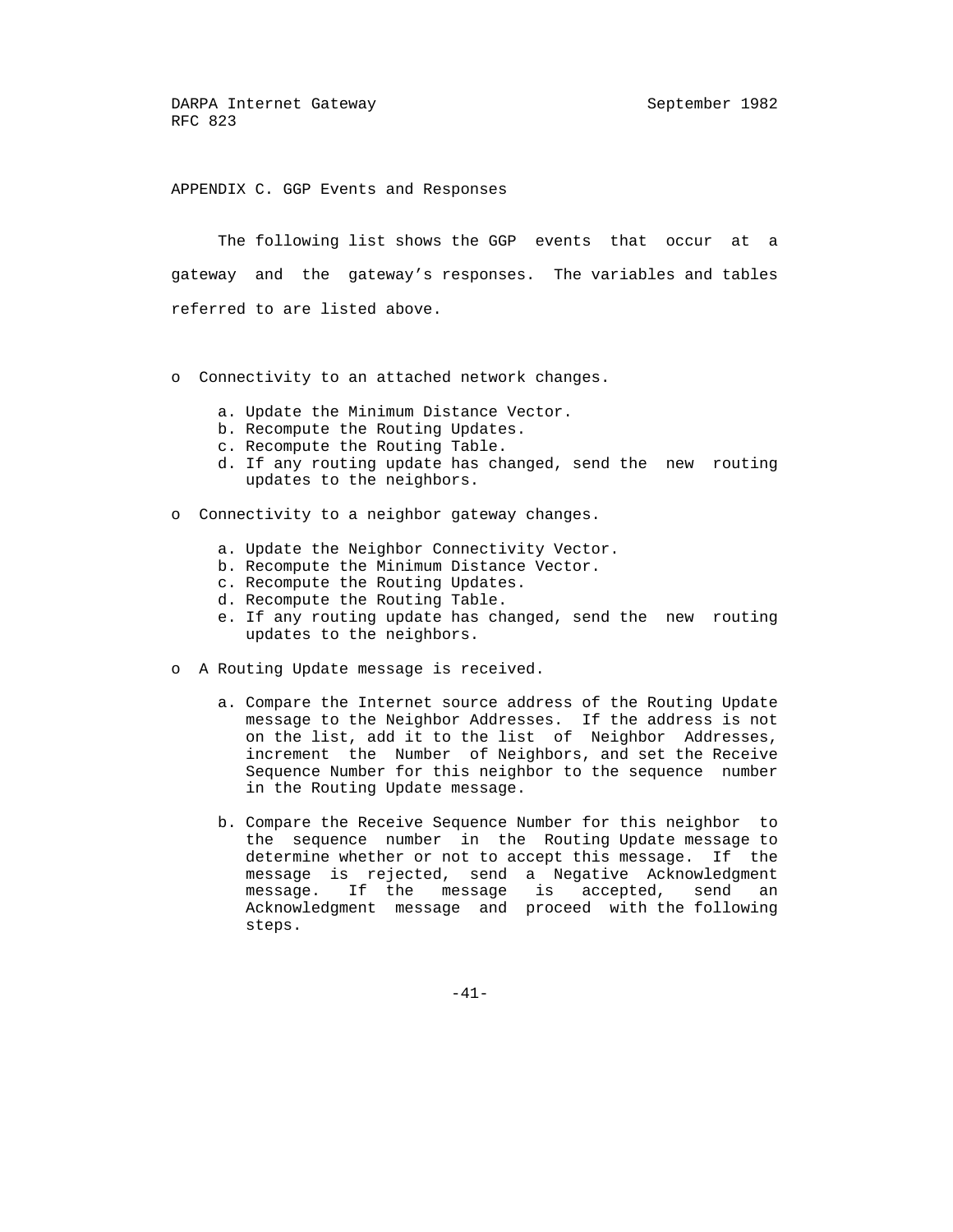## APPENDIX C. GGP Events and Responses

The following list shows the GGP events that occur at a gateway and the gateway's responses. The variables and tables referred to are listed above.

- Connectivity to an attached network changes.

  a. Update the Minimum Distance Vector.
  b. Recompute the Routing Updates.
  c. Recompute the Routing Table.
  d. If any routing update has changed, send the new routing updates to the neighbors.

- Connectivity to a neighbor gateway changes.

  a. Update the Neighbor Connectivity Vector.
  b. Recompute the Minimum Distance Vector.
  c. Recompute the Routing Updates.
  d. Recompute the Routing Table.
  e. If any routing update has changed, send the new routing updates to the neighbors.

- A Routing Update message is received.

  a. Compare the Internet source address of the Routing Update message to the Neighbor Addresses. If the address is not on the list, add it to the list of Neighbor Addresses, increment the Number of Neighbors, and set the Receive Sequence Number for this neighbor to the sequence number in the Routing Update message.

  b. Compare the Receive Sequence Number for this neighbor to the sequence number in the Routing Update message to determine whether or not to accept this message. If the message is rejected, send a Negative Acknowledgment message. If the message is accepted, send an Acknowledgment message and proceed with the following steps.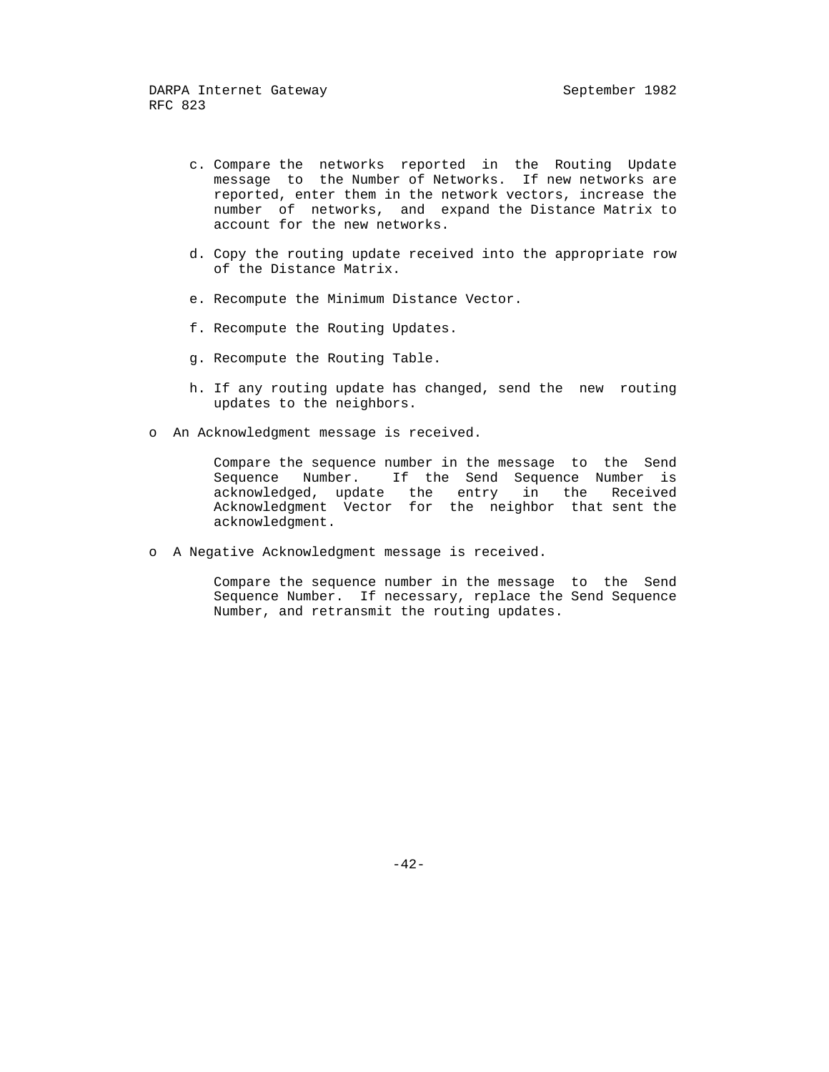c. Compare the networks reported in the Routing Update message to the Number of Networks. If new networks are reported, enter them in the network vectors, increase the number of networks, and expand the Distance Matrix to account for the new networks.

d. Copy the routing update received into the appropriate row of the Distance Matrix.

e. Recompute the Minimum Distance Vector.

f. Recompute the Routing Updates.

g. Recompute the Routing Table.

h. If any routing update has changed, send the new routing updates to the neighbors.

- An Acknowledgment message is received.

  Compare the sequence number in the message to the Send Sequence Number. If the Send Sequence Number is acknowledged, update the entry in the Received Acknowledgment Vector for the neighbor that sent the acknowledgment.

- A Negative Acknowledgment message is received.

  Compare the sequence number in the message to the Send Sequence Number. If necessary, replace the Send Sequence Number, and retransmit the routing updates.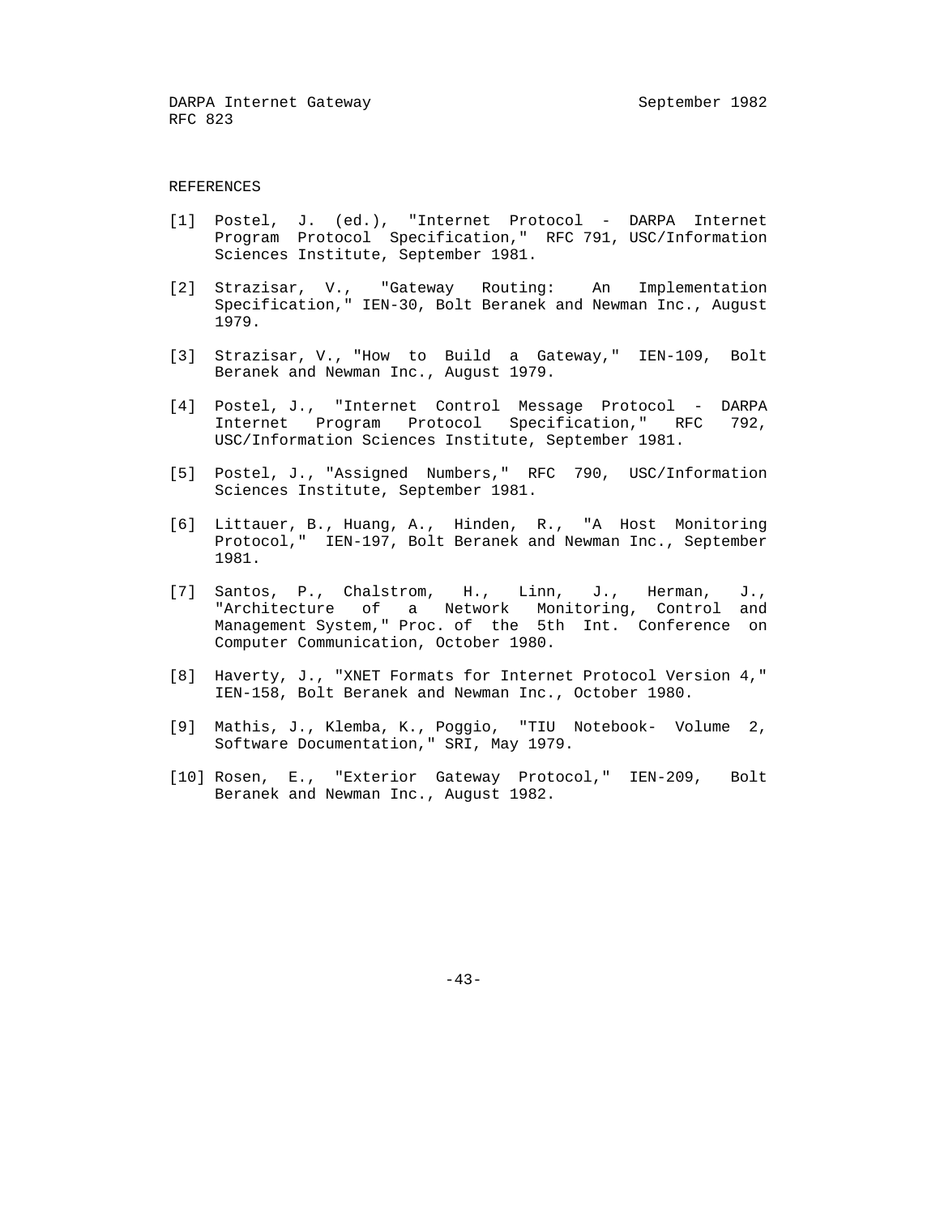## REFERENCES

[1] Postel, J. (ed.), "Internet Protocol - DARPA Internet Program Protocol Specification," RFC 791, USC/Information Sciences Institute, September 1981.

[2] Strazisar, V., "Gateway Routing: An Implementation Specification," IEN-30, Bolt Beranek and Newman Inc., August 1979.

[3] Strazisar, V., "How to Build a Gateway," IEN-109, Bolt Beranek and Newman Inc., August 1979.

[4] Postel, J., "Internet Control Message Protocol - DARPA Internet Program Protocol Specification," RFC 792, USC/Information Sciences Institute, September 1981.

[5] Postel, J., "Assigned Numbers," RFC 790, USC/Information Sciences Institute, September 1981.

[6] Littauer, B., Huang, A., Hinden, R., "A Host Monitoring Protocol," IEN-197, Bolt Beranek and Newman Inc., September 1981.

[7] Santos, P., Chalstrom, H., Linn, J., Herman, J., "Architecture of a Network Monitoring, Control and Management System," Proc. of the 5th Int. Conference on Computer Communication, October 1980.

[8] Haverty, J., "XNET Formats for Internet Protocol Version 4," IEN-158, Bolt Beranek and Newman Inc., October 1980.

[9] Mathis, J., Klemba, K., Poggio, "TIU Notebook- Volume 2, Software Documentation," SRI, May 1979.

[10] Rosen, E., "Exterior Gateway Protocol," IEN-209, Bolt Beranek and Newman Inc., August 1982.